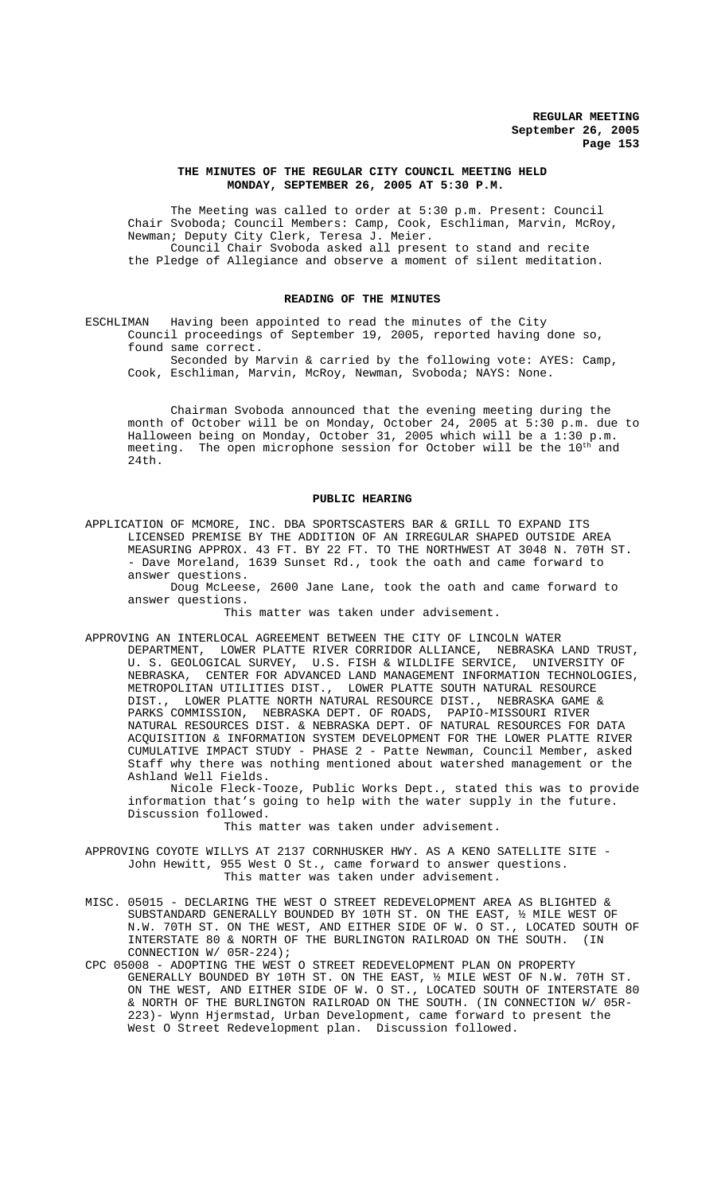## THE MINUTES OF THE REGULAR CITY COUNCIL MEETING HELD MONDAY, SEPTEMBER 26, 2005 AT 5:30 P.M.

The Meeting was called to order at 5:30 p.m. Present: Council Chair Svoboda; Council Members: Camp, Cook, Eschliman, Marvin, McRoy, Newman; Deputy City Clerk, Teresa J. Meier.

Council Chair Svoboda asked all present to stand and recite the Pledge of Allegiance and observe a moment of silent meditation.

### READING OF THE MINUTES

ESCHLIMAN Having been appointed to read the minutes of the City Council proceedings of September 19, 2005, reported having done so, found same correct.

Seconded by Marvin & carried by the following vote: AYES: Camp, Cook, Eschliman, Marvin, McRoy, Newman, Svoboda; NAYS: None.

Chairman Svoboda announced that the evening meeting during the month of October will be on Monday, October 24, 2005 at 5:30 p.m. due to Halloween being on Monday, October 31, 2005 which will be a 1:30 p.m. meeting. The open microphone session for October will be the 10th and 24th.

### PUBLIC HEARING

APPLICATION OF MCMORE, INC. DBA SPORTSCASTERS BAR & GRILL TO EXPAND ITS LICENSED PREMISE BY THE ADDITION OF AN IRREGULAR SHAPED OUTSIDE AREA MEASURING APPROX. 43 FT. BY 22 FT. TO THE NORTHWEST AT 3048 N. 70TH ST. - Dave Moreland, 1639 Sunset Rd., took the oath and came forward to answer questions.

Doug McLeese, 2600 Jane Lane, took the oath and came forward to answer questions.

This matter was taken under advisement.

APPROVING AN INTERLOCAL AGREEMENT BETWEEN THE CITY OF LINCOLN WATER DEPARTMENT, LOWER PLATTE RIVER CORRIDOR ALLIANCE, NEBRASKA LAND TRUST, U. S. GEOLOGICAL SURVEY, U.S. FISH & WILDLIFE SERVICE, UNIVERSITY OF NEBRASKA, CENTER FOR ADVANCED LAND MANAGEMENT INFORMATION TECHNOLOGIES, METROPOLITAN UTILITIES DIST., LOWER PLATTE SOUTH NATURAL RESOURCE DIST., LOWER PLATTE NORTH NATURAL RESOURCE DIST., NEBRASKA GAME & PARKS COMMISSION, NEBRASKA DEPT. OF ROADS, PAPIO-MISSOURI RIVER NATURAL RESOURCES DIST. & NEBRASKA DEPT. OF NATURAL RESOURCES FOR DATA ACQUISITION & INFORMATION SYSTEM DEVELOPMENT FOR THE LOWER PLATTE RIVER CUMULATIVE IMPACT STUDY - PHASE 2 - Patte Newman, Council Member, asked Staff why there was nothing mentioned about watershed management or the Ashland Well Fields.

Nicole Fleck-Tooze, Public Works Dept., stated this was to provide information that's going to help with the water supply in the future. Discussion followed.

This matter was taken under advisement.

APPROVING COYOTE WILLYS AT 2137 CORNHUSKER HWY. AS A KENO SATELLITE SITE - John Hewitt, 955 West O St., came forward to answer questions.

This matter was taken under advisement.

MISC. 05015 - DECLARING THE WEST O STREET REDEVELOPMENT AREA AS BLIGHTED & SUBSTANDARD GENERALLY BOUNDED BY 10TH ST. ON THE EAST, ½ MILE WEST OF N.W. 70TH ST. ON THE WEST, AND EITHER SIDE OF W. O ST., LOCATED SOUTH OF INTERSTATE 80 & NORTH OF THE BURLINGTON RAILROAD ON THE SOUTH. (IN CONNECTION W/ 05R-224);

CPC 05008 - ADOPTING THE WEST O STREET REDEVELOPMENT PLAN ON PROPERTY GENERALLY BOUNDED BY 10TH ST. ON THE EAST, ½ MILE WEST OF N.W. 70TH ST. ON THE WEST, AND EITHER SIDE OF W. O ST., LOCATED SOUTH OF INTERSTATE 80 & NORTH OF THE BURLINGTON RAILROAD ON THE SOUTH. (IN CONNECTION W/ 05R-223)- Wynn Hjermstad, Urban Development, came forward to present the West O Street Redevelopment plan. Discussion followed.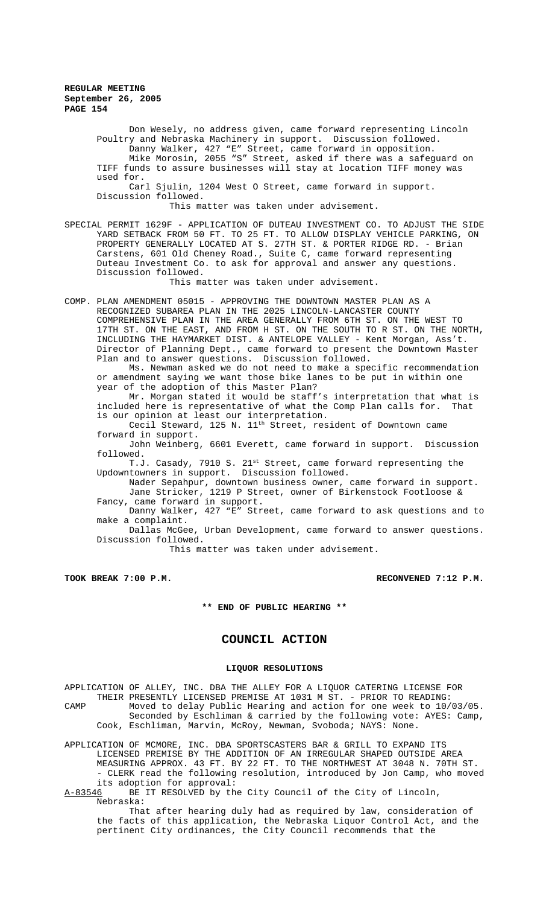Don Wesely, no address given, came forward representing Lincoln Poultry and Nebraska Machinery in support. Discussion followed.

Danny Walker, 427 "E" Street, came forward in opposition.

Mike Morosin, 2055 "S" Street, asked if there was a safeguard on TIFF funds to assure businesses will stay at location TIFF money was used for.

Carl Sjulin, 1204 West O Street, came forward in support. Discussion followed.

This matter was taken under advisement.

SPECIAL PERMIT 1629F - APPLICATION OF DUTEAU INVESTMENT CO. TO ADJUST THE SIDE YARD SETBACK FROM 50 FT. TO 25 FT. TO ALLOW DISPLAY VEHICLE PARKING, ON PROPERTY GENERALLY LOCATED AT S. 27TH ST. & PORTER RIDGE RD. - Brian Carstens, 601 Old Cheney Road., Suite C, came forward representing Duteau Investment Co. to ask for approval and answer any questions. Discussion followed.

This matter was taken under advisement.

COMP. PLAN AMENDMENT 05015 - APPROVING THE DOWNTOWN MASTER PLAN AS A RECOGNIZED SUBAREA PLAN IN THE 2025 LINCOLN-LANCASTER COUNTY COMPREHENSIVE PLAN IN THE AREA GENERALLY FROM 6TH ST. ON THE WEST TO 17TH ST. ON THE EAST, AND FROM H ST. ON THE SOUTH TO R ST. ON THE NORTH, INCLUDING THE HAYMARKET DIST. & ANTELOPE VALLEY - Kent Morgan, Ass't. Director of Planning Dept., came forward to present the Downtown Master Plan and to answer questions. Discussion followed.

Ms. Newman asked we do not need to make a specific recommendation or amendment saying we want those bike lanes to be put in within one year of the adoption of this Master Plan?

Mr. Morgan stated it would be staff's interpretation that what is included here is representative of what the Comp Plan calls for. That is our opinion at least our interpretation.

Cecil Steward, 125 N. 11th Street, resident of Downtown came forward in support.

John Weinberg, 6601 Everett, came forward in support. Discussion followed.

T.J. Casady, 7910 S. 21st Street, came forward representing the Updowntowners in support. Discussion followed.

Nader Sepahpur, downtown business owner, came forward in support.

Jane Stricker, 1219 P Street, owner of Birkenstock Footloose & Fancy, came forward in support.

Danny Walker, 427 "E" Street, came forward to ask questions and to make a complaint.

Dallas McGee, Urban Development, came forward to answer questions. Discussion followed.

This matter was taken under advisement.

**TOOK BREAK 7:00 P.M.** **RECONVENED 7:12 P.M.**

**\*\* END OF PUBLIC HEARING \*\***

## COUNCIL ACTION

### LIQUOR RESOLUTIONS

APPLICATION OF ALLEY, INC. DBA THE ALLEY FOR A LIQUOR CATERING LICENSE FOR THEIR PRESENTLY LICENSED PREMISE AT 1031 M ST. - PRIOR TO READING:

CAMP Moved to delay Public Hearing and action for one week to 10/03/05. Seconded by Eschliman & carried by the following vote: AYES: Camp, Cook, Eschliman, Marvin, McRoy, Newman, Svoboda; NAYS: None.

APPLICATION OF MCMORE, INC. DBA SPORTSCASTERS BAR & GRILL TO EXPAND ITS LICENSED PREMISE BY THE ADDITION OF AN IRREGULAR SHAPED OUTSIDE AREA MEASURING APPROX. 43 FT. BY 22 FT. TO THE NORTHWEST AT 3048 N. 70TH ST. - CLERK read the following resolution, introduced by Jon Camp, who moved its adoption for approval:

A-83546 BE IT RESOLVED by the City Council of the City of Lincoln, Nebraska:

That after hearing duly had as required by law, consideration of the facts of this application, the Nebraska Liquor Control Act, and the pertinent City ordinances, the City Council recommends that the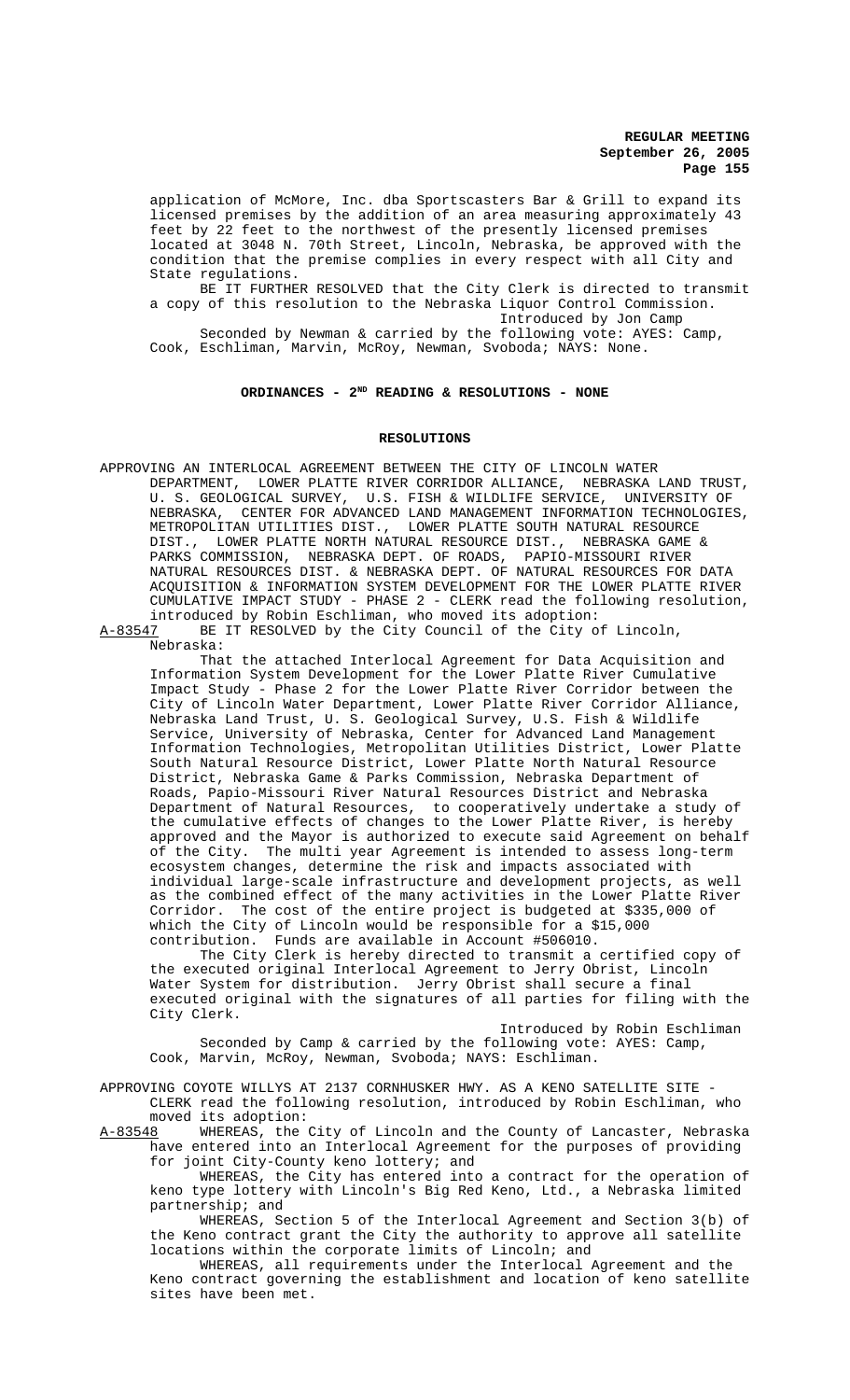application of McMore, Inc. dba Sportscasters Bar & Grill to expand its licensed premises by the addition of an area measuring approximately 43 feet by 22 feet to the northwest of the presently licensed premises located at 3048 N. 70th Street, Lincoln, Nebraska, be approved with the condition that the premise complies in every respect with all City and State regulations.

BE IT FURTHER RESOLVED that the City Clerk is directed to transmit a copy of this resolution to the Nebraska Liquor Control Commission.

Introduced by Jon Camp

Seconded by Newman & carried by the following vote: AYES: Camp, Cook, Eschliman, Marvin, McRoy, Newman, Svoboda; NAYS: None.

## ORDINANCES - 2ND READING & RESOLUTIONS - NONE

## RESOLUTIONS

APPROVING AN INTERLOCAL AGREEMENT BETWEEN THE CITY OF LINCOLN WATER DEPARTMENT, LOWER PLATTE RIVER CORRIDOR ALLIANCE, NEBRASKA LAND TRUST, U. S. GEOLOGICAL SURVEY, U.S. FISH & WILDLIFE SERVICE, UNIVERSITY OF NEBRASKA, CENTER FOR ADVANCED LAND MANAGEMENT INFORMATION TECHNOLOGIES, METROPOLITAN UTILITIES DIST., LOWER PLATTE SOUTH NATURAL RESOURCE DIST., LOWER PLATTE NORTH NATURAL RESOURCE DIST., NEBRASKA GAME & PARKS COMMISSION, NEBRASKA DEPT. OF ROADS, PAPIO-MISSOURI RIVER NATURAL RESOURCES DIST. & NEBRASKA DEPT. OF NATURAL RESOURCES FOR DATA ACQUISITION & INFORMATION SYSTEM DEVELOPMENT FOR THE LOWER PLATTE RIVER CUMULATIVE IMPACT STUDY - PHASE 2 - CLERK read the following resolution, introduced by Robin Eschliman, who moved its adoption:

A-83547 BE IT RESOLVED by the City Council of the City of Lincoln, Nebraska:

That the attached Interlocal Agreement for Data Acquisition and Information System Development for the Lower Platte River Cumulative Impact Study - Phase 2 for the Lower Platte River Corridor between the City of Lincoln Water Department, Lower Platte River Corridor Alliance, Nebraska Land Trust, U. S. Geological Survey, U.S. Fish & Wildlife Service, University of Nebraska, Center for Advanced Land Management Information Technologies, Metropolitan Utilities District, Lower Platte South Natural Resource District, Lower Platte North Natural Resource District, Nebraska Game & Parks Commission, Nebraska Department of Roads, Papio-Missouri River Natural Resources District and Nebraska Department of Natural Resources, to cooperatively undertake a study of the cumulative effects of changes to the Lower Platte River, is hereby approved and the Mayor is authorized to execute said Agreement on behalf of the City. The multi year Agreement is intended to assess long-term ecosystem changes, determine the risk and impacts associated with individual large-scale infrastructure and development projects, as well as the combined effect of the many activities in the Lower Platte River Corridor. The cost of the entire project is budgeted at $335,000 of which the City of Lincoln would be responsible for a $15,000 contribution. Funds are available in Account #506010.

The City Clerk is hereby directed to transmit a certified copy of the executed original Interlocal Agreement to Jerry Obrist, Lincoln Water System for distribution. Jerry Obrist shall secure a final executed original with the signatures of all parties for filing with the City Clerk.

Introduced by Robin Eschliman

Seconded by Camp & carried by the following vote: AYES: Camp, Cook, Marvin, McRoy, Newman, Svoboda; NAYS: Eschliman.

APPROVING COYOTE WILLYS AT 2137 CORNHUSKER HWY. AS A KENO SATELLITE SITE - CLERK read the following resolution, introduced by Robin Eschliman, who moved its adoption:

A-83548 WHEREAS, the City of Lincoln and the County of Lancaster, Nebraska have entered into an Interlocal Agreement for the purposes of providing for joint City-County keno lottery; and

WHEREAS, the City has entered into a contract for the operation of keno type lottery with Lincoln's Big Red Keno, Ltd., a Nebraska limited partnership; and

WHEREAS, Section 5 of the Interlocal Agreement and Section 3(b) of the Keno contract grant the City the authority to approve all satellite locations within the corporate limits of Lincoln; and

WHEREAS, all requirements under the Interlocal Agreement and the Keno contract governing the establishment and location of keno satellite sites have been met.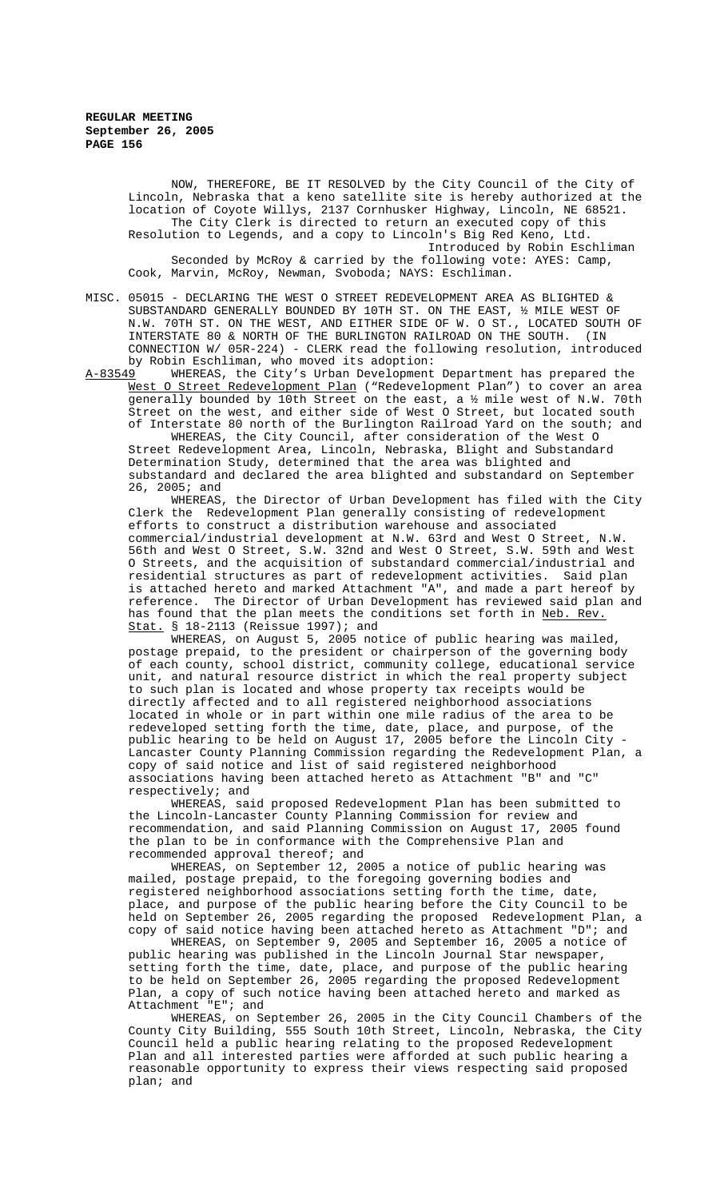NOW, THEREFORE, BE IT RESOLVED by the City Council of the City of Lincoln, Nebraska that a keno satellite site is hereby authorized at the location of Coyote Willys, 2137 Cornhusker Highway, Lincoln, NE 68521.

The City Clerk is directed to return an executed copy of this Resolution to Legends, and a copy to Lincoln's Big Red Keno, Ltd.

Introduced by Robin Eschliman

Seconded by McRoy & carried by the following vote: AYES: Camp, Cook, Marvin, McRoy, Newman, Svoboda; NAYS: Eschliman.

MISC. 05015 - DECLARING THE WEST O STREET REDEVELOPMENT AREA AS BLIGHTED & SUBSTANDARD GENERALLY BOUNDED BY 10TH ST. ON THE EAST, ½ MILE WEST OF N.W. 70TH ST. ON THE WEST, AND EITHER SIDE OF W. O ST., LOCATED SOUTH OF INTERSTATE 80 & NORTH OF THE BURLINGTON RAILROAD ON THE SOUTH. (IN CONNECTION W/ 05R-224) - CLERK read the following resolution, introduced by Robin Eschliman, who moved its adoption:

A-83549 WHEREAS, the City's Urban Development Department has prepared the West O Street Redevelopment Plan ("Redevelopment Plan") to cover an area generally bounded by 10th Street on the east, a ½ mile west of N.W. 70th Street on the west, and either side of West O Street, but located south of Interstate 80 north of the Burlington Railroad Yard on the south; and

WHEREAS, the City Council, after consideration of the West O Street Redevelopment Area, Lincoln, Nebraska, Blight and Substandard Determination Study, determined that the area was blighted and substandard and declared the area blighted and substandard on September 26, 2005; and

WHEREAS, the Director of Urban Development has filed with the City Clerk the Redevelopment Plan generally consisting of redevelopment efforts to construct a distribution warehouse and associated commercial/industrial development at N.W. 63rd and West O Street, N.W. 56th and West O Street, S.W. 32nd and West O Street, S.W. 59th and West O Streets, and the acquisition of substandard commercial/industrial and residential structures as part of redevelopment activities. Said plan is attached hereto and marked Attachment "A", and made a part hereof by reference. The Director of Urban Development has reviewed said plan and has found that the plan meets the conditions set forth in Neb. Rev. Stat. § 18-2113 (Reissue 1997); and

WHEREAS, on August 5, 2005 notice of public hearing was mailed, postage prepaid, to the president or chairperson of the governing body of each county, school district, community college, educational service unit, and natural resource district in which the real property subject to such plan is located and whose property tax receipts would be directly affected and to all registered neighborhood associations located in whole or in part within one mile radius of the area to be redeveloped setting forth the time, date, place, and purpose, of the public hearing to be held on August 17, 2005 before the Lincoln City - Lancaster County Planning Commission regarding the Redevelopment Plan, a copy of said notice and list of said registered neighborhood associations having been attached hereto as Attachment "B" and "C" respectively; and

WHEREAS, said proposed Redevelopment Plan has been submitted to the Lincoln-Lancaster County Planning Commission for review and recommendation, and said Planning Commission on August 17, 2005 found the plan to be in conformance with the Comprehensive Plan and recommended approval thereof; and

WHEREAS, on September 12, 2005 a notice of public hearing was mailed, postage prepaid, to the foregoing governing bodies and registered neighborhood associations setting forth the time, date, place, and purpose of the public hearing before the City Council to be held on September 26, 2005 regarding the proposed Redevelopment Plan, a copy of said notice having been attached hereto as Attachment "D"; and

WHEREAS, on September 9, 2005 and September 16, 2005 a notice of public hearing was published in the Lincoln Journal Star newspaper, setting forth the time, date, place, and purpose of the public hearing to be held on September 26, 2005 regarding the proposed Redevelopment Plan, a copy of such notice having been attached hereto and marked as Attachment "E"; and

WHEREAS, on September 26, 2005 in the City Council Chambers of the County City Building, 555 South 10th Street, Lincoln, Nebraska, the City Council held a public hearing relating to the proposed Redevelopment Plan and all interested parties were afforded at such public hearing a reasonable opportunity to express their views respecting said proposed plan; and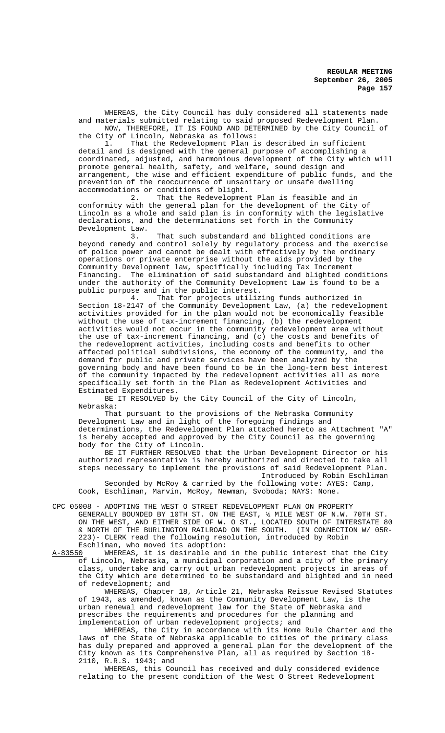WHEREAS, the City Council has duly considered all statements made and materials submitted relating to said proposed Redevelopment Plan.

NOW, THEREFORE, IT IS FOUND AND DETERMINED by the City Council of the City of Lincoln, Nebraska as follows:

1. That the Redevelopment Plan is described in sufficient detail and is designed with the general purpose of accomplishing a coordinated, adjusted, and harmonious development of the City which will promote general health, safety, and welfare, sound design and arrangement, the wise and efficient expenditure of public funds, and the prevention of the reoccurrence of unsanitary or unsafe dwelling accommodations or conditions of blight.

2. That the Redevelopment Plan is feasible and in conformity with the general plan for the development of the City of Lincoln as a whole and said plan is in conformity with the legislative declarations, and the determinations set forth in the Community Development Law.

3. That such substandard and blighted conditions are beyond remedy and control solely by regulatory process and the exercise of police power and cannot be dealt with effectively by the ordinary operations or private enterprise without the aids provided by the Community Development law, specifically including Tax Increment Financing. The elimination of said substandard and blighted conditions under the authority of the Community Development Law is found to be a public purpose and in the public interest.

4. That for projects utilizing funds authorized in Section 18-2147 of the Community Development Law, (a) the redevelopment activities provided for in the plan would not be economically feasible without the use of tax-increment financing, (b) the redevelopment activities would not occur in the community redevelopment area without the use of tax-increment financing, and (c) the costs and benefits of the redevelopment activities, including costs and benefits to other affected political subdivisions, the economy of the community, and the demand for public and private services have been analyzed by the governing body and have been found to be in the long-term best interest of the community impacted by the redevelopment activities all as more specifically set forth in the Plan as Redevelopment Activities and Estimated Expenditures.

BE IT RESOLVED by the City Council of the City of Lincoln, Nebraska:

That pursuant to the provisions of the Nebraska Community Development Law and in light of the foregoing findings and determinations, the Redevelopment Plan attached hereto as Attachment "A" is hereby accepted and approved by the City Council as the governing body for the City of Lincoln.

BE IT FURTHER RESOLVED that the Urban Development Director or his authorized representative is hereby authorized and directed to take all steps necessary to implement the provisions of said Redevelopment Plan.

Introduced by Robin Eschliman

Seconded by McRoy & carried by the following vote: AYES: Camp, Cook, Eschliman, Marvin, McRoy, Newman, Svoboda; NAYS: None.

CPC 05008 - ADOPTING THE WEST O STREET REDEVELOPMENT PLAN ON PROPERTY GENERALLY BOUNDED BY 10TH ST. ON THE EAST, ½ MILE WEST OF N.W. 70TH ST. ON THE WEST, AND EITHER SIDE OF W. O ST., LOCATED SOUTH OF INTERSTATE 80 & NORTH OF THE BURLINGTON RAILROAD ON THE SOUTH. (IN CONNECTION W/ 05R-223)- CLERK read the following resolution, introduced by Robin Eschliman, who moved its adoption:

A-83550 WHEREAS, it is desirable and in the public interest that the City of Lincoln, Nebraska, a municipal corporation and a city of the primary class, undertake and carry out urban redevelopment projects in areas of the City which are determined to be substandard and blighted and in need of redevelopment; and

WHEREAS, Chapter 18, Article 21, Nebraska Reissue Revised Statutes of 1943, as amended, known as the Community Development Law, is the urban renewal and redevelopment law for the State of Nebraska and prescribes the requirements and procedures for the planning and implementation of urban redevelopment projects; and

WHEREAS, the City in accordance with its Home Rule Charter and the laws of the State of Nebraska applicable to cities of the primary class has duly prepared and approved a general plan for the development of the City known as its Comprehensive Plan, all as required by Section 18-2110, R.R.S. 1943; and

WHEREAS, this Council has received and duly considered evidence relating to the present condition of the West O Street Redevelopment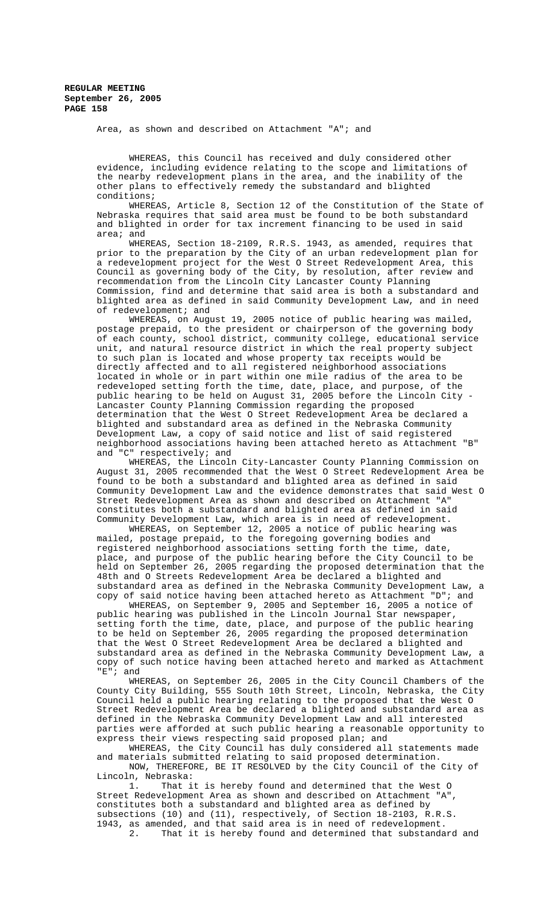Area, as shown and described on Attachment "A"; and

WHEREAS, this Council has received and duly considered other evidence, including evidence relating to the scope and limitations of the nearby redevelopment plans in the area, and the inability of the other plans to effectively remedy the substandard and blighted conditions;

WHEREAS, Article 8, Section 12 of the Constitution of the State of Nebraska requires that said area must be found to be both substandard and blighted in order for tax increment financing to be used in said area; and

WHEREAS, Section 18-2109, R.R.S. 1943, as amended, requires that prior to the preparation by the City of an urban redevelopment plan for a redevelopment project for the West O Street Redevelopment Area, this Council as governing body of the City, by resolution, after review and recommendation from the Lincoln City Lancaster County Planning Commission, find and determine that said area is both a substandard and blighted area as defined in said Community Development Law, and in need of redevelopment; and

WHEREAS, on August 19, 2005 notice of public hearing was mailed, postage prepaid, to the president or chairperson of the governing body of each county, school district, community college, educational service unit, and natural resource district in which the real property subject to such plan is located and whose property tax receipts would be directly affected and to all registered neighborhood associations located in whole or in part within one mile radius of the area to be redeveloped setting forth the time, date, place, and purpose, of the public hearing to be held on August 31, 2005 before the Lincoln City - Lancaster County Planning Commission regarding the proposed determination that the West O Street Redevelopment Area be declared a blighted and substandard area as defined in the Nebraska Community Development Law, a copy of said notice and list of said registered neighborhood associations having been attached hereto as Attachment "B" and "C" respectively; and

WHEREAS, the Lincoln City-Lancaster County Planning Commission on August 31, 2005 recommended that the West O Street Redevelopment Area be found to be both a substandard and blighted area as defined in said Community Development Law and the evidence demonstrates that said West O Street Redevelopment Area as shown and described on Attachment "A" constitutes both a substandard and blighted area as defined in said Community Development Law, which area is in need of redevelopment.

WHEREAS, on September 12, 2005 a notice of public hearing was mailed, postage prepaid, to the foregoing governing bodies and registered neighborhood associations setting forth the time, date, place, and purpose of the public hearing before the City Council to be held on September 26, 2005 regarding the proposed determination that the 48th and O Streets Redevelopment Area be declared a blighted and substandard area as defined in the Nebraska Community Development Law, a copy of said notice having been attached hereto as Attachment "D"; and

WHEREAS, on September 9, 2005 and September 16, 2005 a notice of public hearing was published in the Lincoln Journal Star newspaper, setting forth the time, date, place, and purpose of the public hearing to be held on September 26, 2005 regarding the proposed determination that the West O Street Redevelopment Area be declared a blighted and substandard area as defined in the Nebraska Community Development Law, a copy of such notice having been attached hereto and marked as Attachment "E"; and

WHEREAS, on September 26, 2005 in the City Council Chambers of the County City Building, 555 South 10th Street, Lincoln, Nebraska, the City Council held a public hearing relating to the proposed that the West O Street Redevelopment Area be declared a blighted and substandard area as defined in the Nebraska Community Development Law and all interested parties were afforded at such public hearing a reasonable opportunity to express their views respecting said proposed plan; and

WHEREAS, the City Council has duly considered all statements made and materials submitted relating to said proposed determination.

NOW, THEREFORE, BE IT RESOLVED by the City Council of the City of Lincoln, Nebraska:

1. That it is hereby found and determined that the West O Street Redevelopment Area as shown and described on Attachment "A", constitutes both a substandard and blighted area as defined by subsections (10) and (11), respectively, of Section 18-2103, R.R.S. 1943, as amended, and that said area is in need of redevelopment.

2. That it is hereby found and determined that substandard and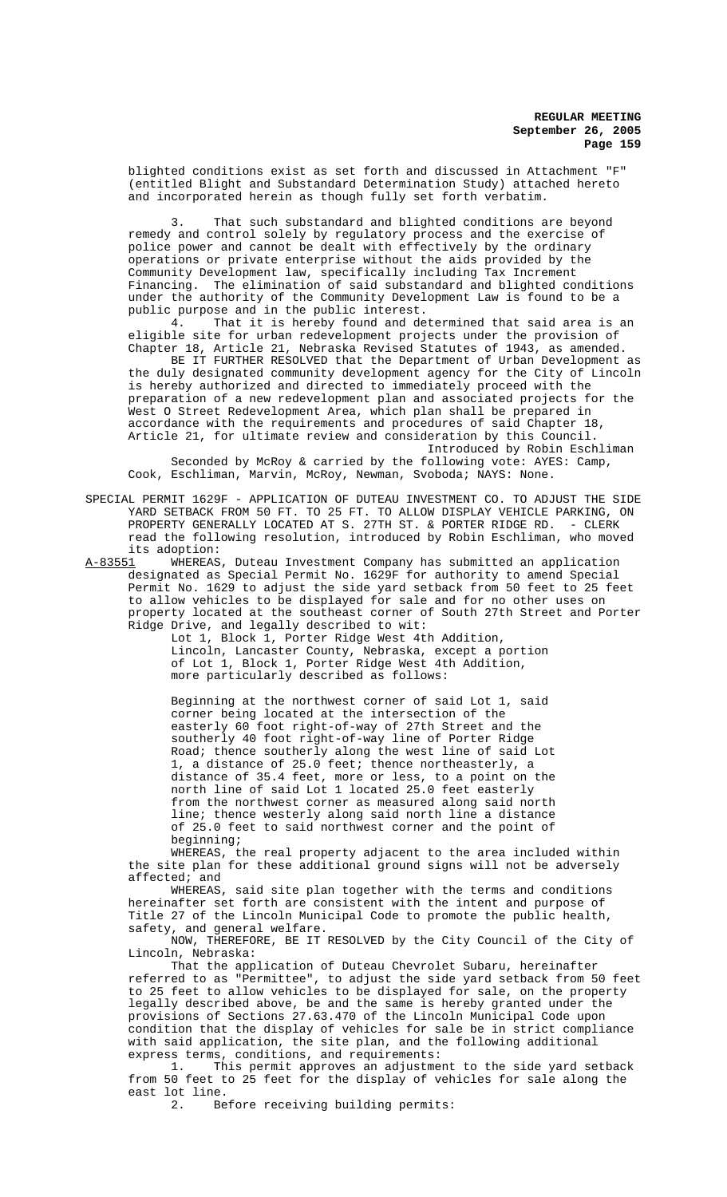blighted conditions exist as set forth and discussed in Attachment "F" (entitled Blight and Substandard Determination Study) attached hereto and incorporated herein as though fully set forth verbatim.

3. That such substandard and blighted conditions are beyond remedy and control solely by regulatory process and the exercise of police power and cannot be dealt with effectively by the ordinary operations or private enterprise without the aids provided by the Community Development law, specifically including Tax Increment Financing. The elimination of said substandard and blighted conditions under the authority of the Community Development Law is found to be a public purpose and in the public interest.

4. That it is hereby found and determined that said area is an eligible site for urban redevelopment projects under the provision of Chapter 18, Article 21, Nebraska Revised Statutes of 1943, as amended.

BE IT FURTHER RESOLVED that the Department of Urban Development as the duly designated community development agency for the City of Lincoln is hereby authorized and directed to immediately proceed with the preparation of a new redevelopment plan and associated projects for the West O Street Redevelopment Area, which plan shall be prepared in accordance with the requirements and procedures of said Chapter 18, Article 21, for ultimate review and consideration by this Council.

Introduced by Robin Eschliman

Seconded by McRoy & carried by the following vote: AYES: Camp, Cook, Eschliman, Marvin, McRoy, Newman, Svoboda; NAYS: None.

SPECIAL PERMIT 1629F - APPLICATION OF DUTEAU INVESTMENT CO. TO ADJUST THE SIDE YARD SETBACK FROM 50 FT. TO 25 FT. TO ALLOW DISPLAY VEHICLE PARKING, ON PROPERTY GENERALLY LOCATED AT S. 27TH ST. & PORTER RIDGE RD. - CLERK read the following resolution, introduced by Robin Eschliman, who moved its adoption:

A-83551 WHEREAS, Duteau Investment Company has submitted an application designated as Special Permit No. 1629F for authority to amend Special Permit No. 1629 to adjust the side yard setback from 50 feet to 25 feet to allow vehicles to be displayed for sale and for no other uses on property located at the southeast corner of South 27th Street and Porter Ridge Drive, and legally described to wit:

Lot 1, Block 1, Porter Ridge West 4th Addition, Lincoln, Lancaster County, Nebraska, except a portion of Lot 1, Block 1, Porter Ridge West 4th Addition, more particularly described as follows:

Beginning at the northwest corner of said Lot 1, said corner being located at the intersection of the easterly 60 foot right-of-way of 27th Street and the southerly 40 foot right-of-way line of Porter Ridge Road; thence southerly along the west line of said Lot 1, a distance of 25.0 feet; thence northeasterly, a distance of 35.4 feet, more or less, to a point on the north line of said Lot 1 located 25.0 feet easterly from the northwest corner as measured along said north line; thence westerly along said north line a distance of 25.0 feet to said northwest corner and the point of beginning;

WHEREAS, the real property adjacent to the area included within the site plan for these additional ground signs will not be adversely affected; and

WHEREAS, said site plan together with the terms and conditions hereinafter set forth are consistent with the intent and purpose of Title 27 of the Lincoln Municipal Code to promote the public health, safety, and general welfare.

NOW, THEREFORE, BE IT RESOLVED by the City Council of the City of Lincoln, Nebraska:

That the application of Duteau Chevrolet Subaru, hereinafter referred to as "Permittee", to adjust the side yard setback from 50 feet to 25 feet to allow vehicles to be displayed for sale, on the property legally described above, be and the same is hereby granted under the provisions of Sections 27.63.470 of the Lincoln Municipal Code upon condition that the display of vehicles for sale be in strict compliance with said application, the site plan, and the following additional express terms, conditions, and requirements:

1. This permit approves an adjustment to the side yard setback from 50 feet to 25 feet for the display of vehicles for sale along the east lot line.

2. Before receiving building permits: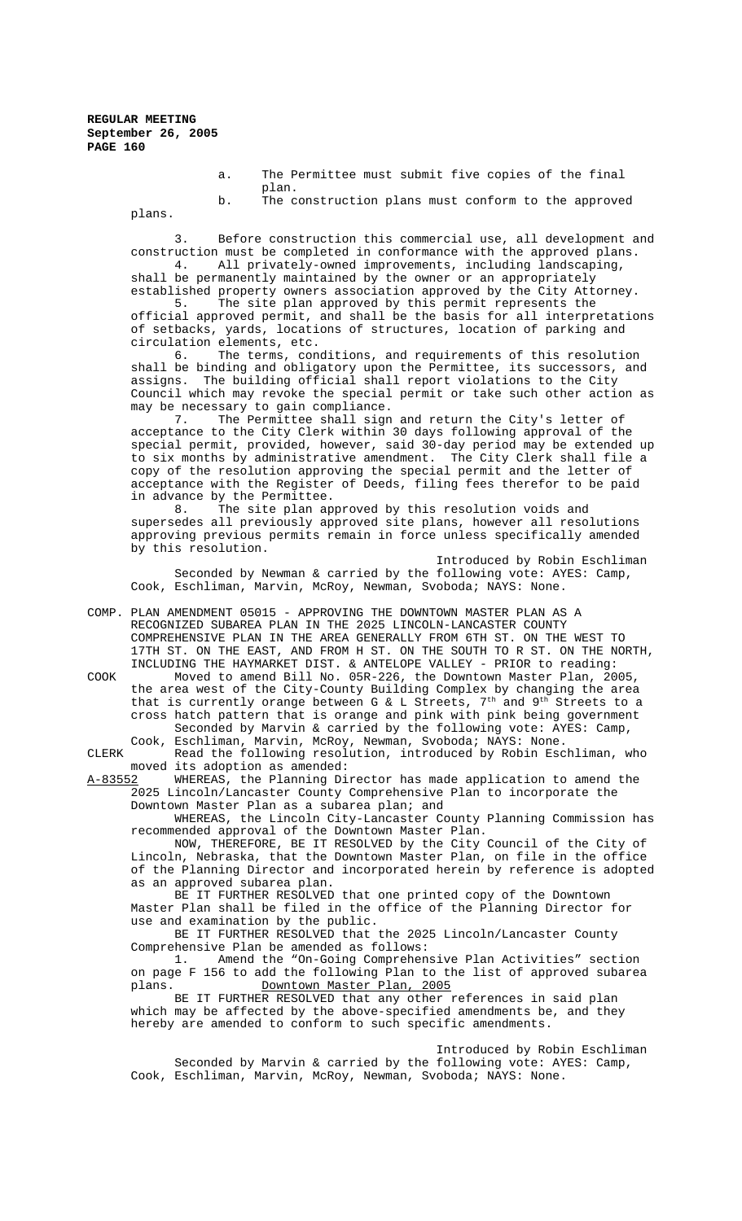a. The Permittee must submit five copies of the final plan.

b. The construction plans must conform to the approved plans.

3. Before construction this commercial use, all development and construction must be completed in conformance with the approved plans.

4. All privately-owned improvements, including landscaping, shall be permanently maintained by the owner or an appropriately established property owners association approved by the City Attorney.

5. The site plan approved by this permit represents the official approved permit, and shall be the basis for all interpretations of setbacks, yards, locations of structures, location of parking and circulation elements, etc.

6. The terms, conditions, and requirements of this resolution shall be binding and obligatory upon the Permittee, its successors, and assigns. The building official shall report violations to the City Council which may revoke the special permit or take such other action as may be necessary to gain compliance.

7. The Permittee shall sign and return the City's letter of acceptance to the City Clerk within 30 days following approval of the special permit, provided, however, said 30-day period may be extended up to six months by administrative amendment. The City Clerk shall file a copy of the resolution approving the special permit and the letter of acceptance with the Register of Deeds, filing fees therefor to be paid in advance by the Permittee.

8. The site plan approved by this resolution voids and supersedes all previously approved site plans, however all resolutions approving previous permits remain in force unless specifically amended by this resolution.

Introduced by Robin Eschliman

Seconded by Newman & carried by the following vote: AYES: Camp, Cook, Eschliman, Marvin, McRoy, Newman, Svoboda; NAYS: None.

COMP. PLAN AMENDMENT 05015 - APPROVING THE DOWNTOWN MASTER PLAN AS A RECOGNIZED SUBAREA PLAN IN THE 2025 LINCOLN-LANCASTER COUNTY COMPREHENSIVE PLAN IN THE AREA GENERALLY FROM 6TH ST. ON THE WEST TO 17TH ST. ON THE EAST, AND FROM H ST. ON THE SOUTH TO R ST. ON THE NORTH, INCLUDING THE HAYMARKET DIST. & ANTELOPE VALLEY - PRIOR to reading:

COOK Moved to amend Bill No. 05R-226, the Downtown Master Plan, 2005, the area west of the City-County Building Complex by changing the area that is currently orange between G & L Streets, 7th and 9th Streets to a cross hatch pattern that is orange and pink with pink being government

Seconded by Marvin & carried by the following vote: AYES: Camp, Cook, Eschliman, Marvin, McRoy, Newman, Svoboda; NAYS: None.

CLERK Read the following resolution, introduced by Robin Eschliman, who moved its adoption as amended:

A-83552 WHEREAS, the Planning Director has made application to amend the 2025 Lincoln/Lancaster County Comprehensive Plan to incorporate the Downtown Master Plan as a subarea plan; and

WHEREAS, the Lincoln City-Lancaster County Planning Commission has recommended approval of the Downtown Master Plan.

NOW, THEREFORE, BE IT RESOLVED by the City Council of the City of Lincoln, Nebraska, that the Downtown Master Plan, on file in the office of the Planning Director and incorporated herein by reference is adopted as an approved subarea plan.

BE IT FURTHER RESOLVED that one printed copy of the Downtown Master Plan shall be filed in the office of the Planning Director for use and examination by the public.

BE IT FURTHER RESOLVED that the 2025 Lincoln/Lancaster County Comprehensive Plan be amended as follows:

1. Amend the "On-Going Comprehensive Plan Activities" section on page F 156 to add the following Plan to the list of approved subarea plans. Downtown Master Plan, 2005

BE IT FURTHER RESOLVED that any other references in said plan which may be affected by the above-specified amendments be, and they hereby are amended to conform to such specific amendments.

Introduced by Robin Eschliman

Seconded by Marvin & carried by the following vote: AYES: Camp, Cook, Eschliman, Marvin, McRoy, Newman, Svoboda; NAYS: None.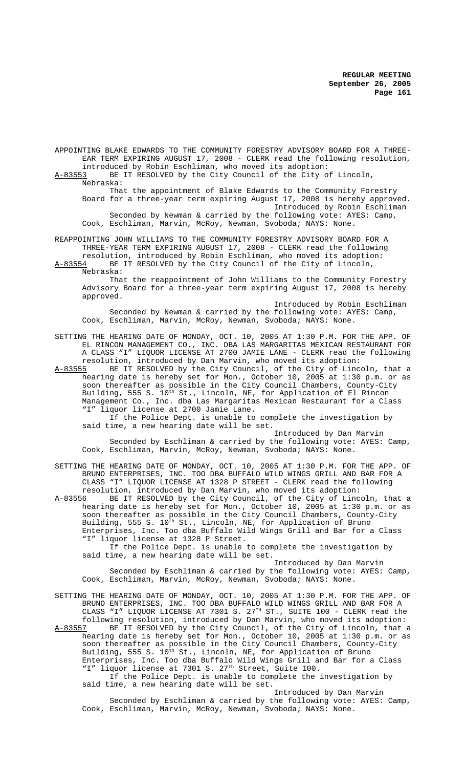APPOINTING BLAKE EDWARDS TO THE COMMUNITY FORESTRY ADVISORY BOARD FOR A THREE-EAR TERM EXPIRING AUGUST 17, 2008 - CLERK read the following resolution, introduced by Robin Eschliman, who moved its adoption:

A-83553 BE IT RESOLVED by the City Council of the City of Lincoln, Nebraska:

That the appointment of Blake Edwards to the Community Forestry Board for a three-year term expiring August 17, 2008 is hereby approved.

Introduced by Robin Eschliman

Seconded by Newman & carried by the following vote: AYES: Camp, Cook, Eschliman, Marvin, McRoy, Newman, Svoboda; NAYS: None.

REAPPOINTING JOHN WILLIAMS TO THE COMMUNITY FORESTRY ADVISORY BOARD FOR A THREE-YEAR TERM EXPIRING AUGUST 17, 2008 - CLERK read the following resolution, introduced by Robin Eschliman, who moved its adoption:

A-83554 BE IT RESOLVED by the City Council of the City of Lincoln, Nebraska:

That the reappointment of John Williams to the Community Forestry Advisory Board for a three-year term expiring August 17, 2008 is hereby approved.

Introduced by Robin Eschliman

Seconded by Newman & carried by the following vote: AYES: Camp, Cook, Eschliman, Marvin, McRoy, Newman, Svoboda; NAYS: None.

SETTING THE HEARING DATE OF MONDAY, OCT. 10, 2005 AT 1:30 P.M. FOR THE APP. OF EL RINCON MANAGEMENT CO., INC. DBA LAS MARGARITAS MEXICAN RESTAURANT FOR A CLASS "I" LIQUOR LICENSE AT 2700 JAMIE LANE - CLERK read the following resolution, introduced by Dan Marvin, who moved its adoption:

A-83555 BE IT RESOLVED by the City Council, of the City of Lincoln, that a hearing date is hereby set for Mon., October 10, 2005 at 1:30 p.m. or as soon thereafter as possible in the City Council Chambers, County-City Building, 555 S. 10th St., Lincoln, NE, for Application of El Rincon Management Co., Inc. dba Las Margaritas Mexican Restaurant for a Class "I" liquor license at 2700 Jamie Lane.

If the Police Dept. is unable to complete the investigation by said time, a new hearing date will be set.

Introduced by Dan Marvin

Seconded by Eschliman & carried by the following vote: AYES: Camp, Cook, Eschliman, Marvin, McRoy, Newman, Svoboda; NAYS: None.

SETTING THE HEARING DATE OF MONDAY, OCT. 10, 2005 AT 1:30 P.M. FOR THE APP. OF BRUNO ENTERPRISES, INC. TOO DBA BUFFALO WILD WINGS GRILL AND BAR FOR A CLASS "I" LIQUOR LICENSE AT 1328 P STREET - CLERK read the following resolution, introduced by Dan Marvin, who moved its adoption:

A-83556 BE IT RESOLVED by the City Council, of the City of Lincoln, that a hearing date is hereby set for Mon., October 10, 2005 at 1:30 p.m. or as soon thereafter as possible in the City Council Chambers, County-City Building, 555 S. 10th St., Lincoln, NE, for Application of Bruno Enterprises, Inc. Too dba Buffalo Wild Wings Grill and Bar for a Class "I" liquor license at 1328 P Street.

If the Police Dept. is unable to complete the investigation by said time, a new hearing date will be set.

Introduced by Dan Marvin

Seconded by Eschliman & carried by the following vote: AYES: Camp, Cook, Eschliman, Marvin, McRoy, Newman, Svoboda; NAYS: None.

SETTING THE HEARING DATE OF MONDAY, OCT. 10, 2005 AT 1:30 P.M. FOR THE APP. OF BRUNO ENTERPRISES, INC. TOO DBA BUFFALO WILD WINGS GRILL AND BAR FOR A CLASS "I" LIQUOR LICENSE AT 7301 S. 27TH ST., SUITE 100 - CLERK read the following resolution, introduced by Dan Marvin, who moved its adoption:

A-83557 BE IT RESOLVED by the City Council, of the City of Lincoln, that a hearing date is hereby set for Mon., October 10, 2005 at 1:30 p.m. or as soon thereafter as possible in the City Council Chambers, County-City Building, 555 S. 10th St., Lincoln, NE, for Application of Bruno Enterprises, Inc. Too dba Buffalo Wild Wings Grill and Bar for a Class "I" liquor license at 7301 S. 27th Street, Suite 100.

If the Police Dept. is unable to complete the investigation by said time, a new hearing date will be set.

Introduced by Dan Marvin

Seconded by Eschliman & carried by the following vote: AYES: Camp, Cook, Eschliman, Marvin, McRoy, Newman, Svoboda; NAYS: None.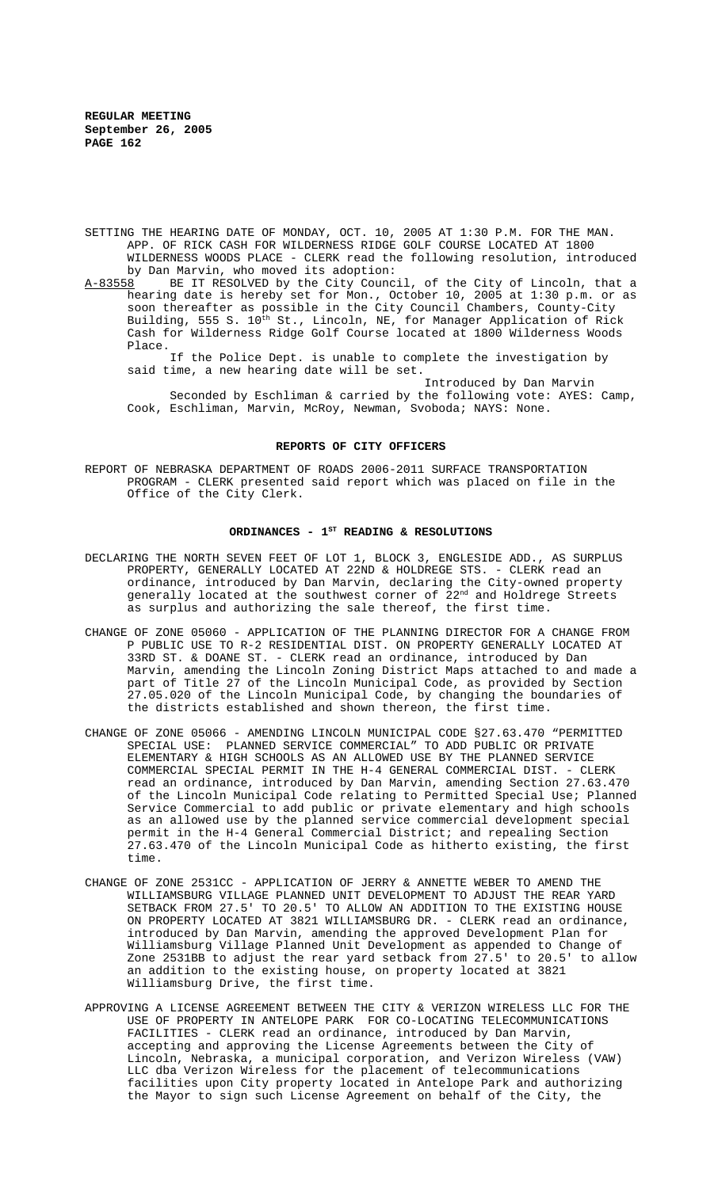SETTING THE HEARING DATE OF MONDAY, OCT. 10, 2005 AT 1:30 P.M. FOR THE MAN. APP. OF RICK CASH FOR WILDERNESS RIDGE GOLF COURSE LOCATED AT 1800 WILDERNESS WOODS PLACE - CLERK read the following resolution, introduced by Dan Marvin, who moved its adoption:

A-83558 BE IT RESOLVED by the City Council, of the City of Lincoln, that a hearing date is hereby set for Mon., October 10, 2005 at 1:30 p.m. or as soon thereafter as possible in the City Council Chambers, County-City Building, 555 S. 10th St., Lincoln, NE, for Manager Application of Rick Cash for Wilderness Ridge Golf Course located at 1800 Wilderness Woods Place.

If the Police Dept. is unable to complete the investigation by said time, a new hearing date will be set.

Introduced by Dan Marvin

Seconded by Eschliman & carried by the following vote: AYES: Camp, Cook, Eschliman, Marvin, McRoy, Newman, Svoboda; NAYS: None.

## REPORTS OF CITY OFFICERS

REPORT OF NEBRASKA DEPARTMENT OF ROADS 2006-2011 SURFACE TRANSPORTATION PROGRAM - CLERK presented said report which was placed on file in the Office of the City Clerk.

## ORDINANCES - 1ST READING & RESOLUTIONS

DECLARING THE NORTH SEVEN FEET OF LOT 1, BLOCK 3, ENGLESIDE ADD., AS SURPLUS PROPERTY, GENERALLY LOCATED AT 22ND & HOLDREGE STS. - CLERK read an ordinance, introduced by Dan Marvin, declaring the City-owned property generally located at the southwest corner of 22nd and Holdrege Streets as surplus and authorizing the sale thereof, the first time.

CHANGE OF ZONE 05060 - APPLICATION OF THE PLANNING DIRECTOR FOR A CHANGE FROM P PUBLIC USE TO R-2 RESIDENTIAL DIST. ON PROPERTY GENERALLY LOCATED AT 33RD ST. & DOANE ST. - CLERK read an ordinance, introduced by Dan Marvin, amending the Lincoln Zoning District Maps attached to and made a part of Title 27 of the Lincoln Municipal Code, as provided by Section 27.05.020 of the Lincoln Municipal Code, by changing the boundaries of the districts established and shown thereon, the first time.

CHANGE OF ZONE 05066 - AMENDING LINCOLN MUNICIPAL CODE §27.63.470 "PERMITTED SPECIAL USE: PLANNED SERVICE COMMERCIAL" TO ADD PUBLIC OR PRIVATE ELEMENTARY & HIGH SCHOOLS AS AN ALLOWED USE BY THE PLANNED SERVICE COMMERCIAL SPECIAL PERMIT IN THE H-4 GENERAL COMMERCIAL DIST. - CLERK read an ordinance, introduced by Dan Marvin, amending Section 27.63.470 of the Lincoln Municipal Code relating to Permitted Special Use; Planned Service Commercial to add public or private elementary and high schools as an allowed use by the planned service commercial development special permit in the H-4 General Commercial District; and repealing Section 27.63.470 of the Lincoln Municipal Code as hitherto existing, the first time.

CHANGE OF ZONE 2531CC - APPLICATION OF JERRY & ANNETTE WEBER TO AMEND THE WILLIAMSBURG VILLAGE PLANNED UNIT DEVELOPMENT TO ADJUST THE REAR YARD SETBACK FROM 27.5' TO 20.5' TO ALLOW AN ADDITION TO THE EXISTING HOUSE ON PROPERTY LOCATED AT 3821 WILLIAMSBURG DR. - CLERK read an ordinance, introduced by Dan Marvin, amending the approved Development Plan for Williamsburg Village Planned Unit Development as appended to Change of Zone 2531BB to adjust the rear yard setback from 27.5' to 20.5' to allow an addition to the existing house, on property located at 3821 Williamsburg Drive, the first time.

APPROVING A LICENSE AGREEMENT BETWEEN THE CITY & VERIZON WIRELESS LLC FOR THE USE OF PROPERTY IN ANTELOPE PARK FOR CO-LOCATING TELECOMMUNICATIONS FACILITIES - CLERK read an ordinance, introduced by Dan Marvin, accepting and approving the License Agreements between the City of Lincoln, Nebraska, a municipal corporation, and Verizon Wireless (VAW) LLC dba Verizon Wireless for the placement of telecommunications facilities upon City property located in Antelope Park and authorizing the Mayor to sign such License Agreement on behalf of the City, the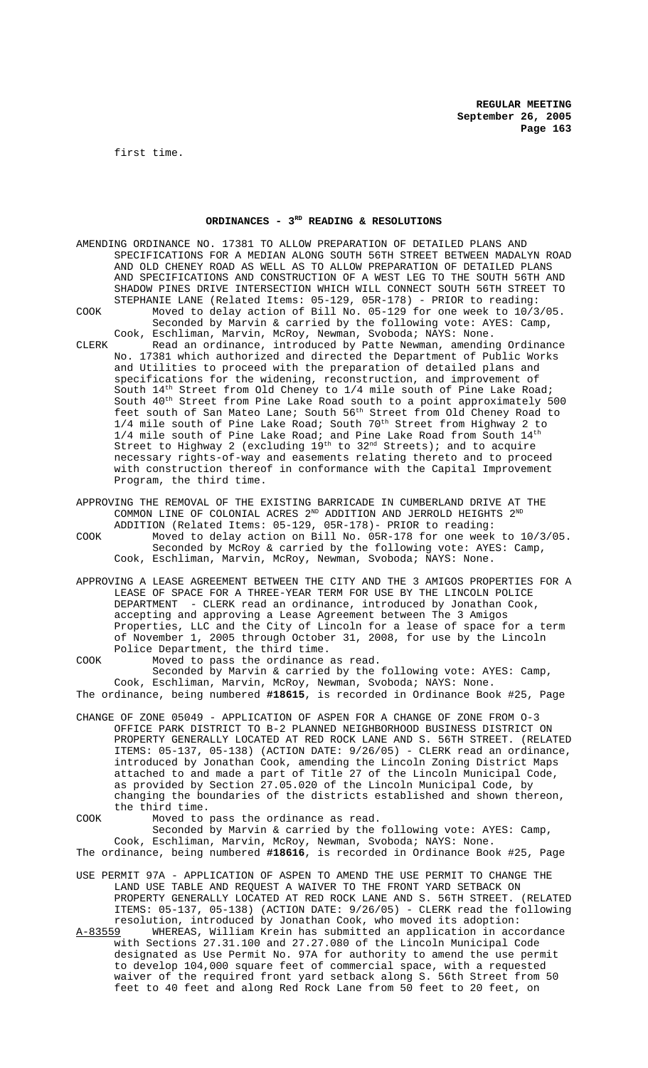first time.

## ORDINANCES - 3RD READING & RESOLUTIONS

AMENDING ORDINANCE NO. 17381 TO ALLOW PREPARATION OF DETAILED PLANS AND SPECIFICATIONS FOR A MEDIAN ALONG SOUTH 56TH STREET BETWEEN MADALYN ROAD AND OLD CHENEY ROAD AS WELL AS TO ALLOW PREPARATION OF DETAILED PLANS AND SPECIFICATIONS AND CONSTRUCTION OF A WEST LEG TO THE SOUTH 56TH AND SHADOW PINES DRIVE INTERSECTION WHICH WILL CONNECT SOUTH 56TH STREET TO STEPHANIE LANE (Related Items: 05-129, 05R-178) - PRIOR to reading:

COOK Moved to delay action of Bill No. 05-129 for one week to 10/3/05.
Seconded by Marvin & carried by the following vote: AYES: Camp, Cook, Eschliman, Marvin, McRoy, Newman, Svoboda; NAYS: None.

CLERK Read an ordinance, introduced by Patte Newman, amending Ordinance No. 17381 which authorized and directed the Department of Public Works and Utilities to proceed with the preparation of detailed plans and specifications for the widening, reconstruction, and improvement of South 14th Street from Old Cheney to 1/4 mile south of Pine Lake Road; South 40th Street from Pine Lake Road south to a point approximately 500 feet south of San Mateo Lane; South 56th Street from Old Cheney Road to 1/4 mile south of Pine Lake Road; South 70th Street from Highway 2 to 1/4 mile south of Pine Lake Road; and Pine Lake Road from South 14th Street to Highway 2 (excluding 19th to 32nd Streets); and to acquire necessary rights-of-way and easements relating thereto and to proceed with construction thereof in conformance with the Capital Improvement Program, the third time.

APPROVING THE REMOVAL OF THE EXISTING BARRICADE IN CUMBERLAND DRIVE AT THE COMMON LINE OF COLONIAL ACRES 2ND ADDITION AND JERROLD HEIGHTS 2ND ADDITION (Related Items: 05-129, 05R-178)- PRIOR to reading:

COOK Moved to delay action on Bill No. 05R-178 for one week to 10/3/05.
Seconded by McRoy & carried by the following vote: AYES: Camp, Cook, Eschliman, Marvin, McRoy, Newman, Svoboda; NAYS: None.

APPROVING A LEASE AGREEMENT BETWEEN THE CITY AND THE 3 AMIGOS PROPERTIES FOR A LEASE OF SPACE FOR A THREE-YEAR TERM FOR USE BY THE LINCOLN POLICE DEPARTMENT - CLERK read an ordinance, introduced by Jonathan Cook, accepting and approving a Lease Agreement between The 3 Amigos Properties, LLC and the City of Lincoln for a lease of space for a term of November 1, 2005 through October 31, 2008, for use by the Lincoln Police Department, the third time.

COOK Moved to pass the ordinance as read.
Seconded by Marvin & carried by the following vote: AYES: Camp, Cook, Eschliman, Marvin, McRoy, Newman, Svoboda; NAYS: None.
The ordinance, being numbered **#18615**, is recorded in Ordinance Book #25, Page

CHANGE OF ZONE 05049 - APPLICATION OF ASPEN FOR A CHANGE OF ZONE FROM O-3 OFFICE PARK DISTRICT TO B-2 PLANNED NEIGHBORHOOD BUSINESS DISTRICT ON PROPERTY GENERALLY LOCATED AT RED ROCK LANE AND S. 56TH STREET. (RELATED ITEMS: 05-137, 05-138) (ACTION DATE: 9/26/05) - CLERK read an ordinance, introduced by Jonathan Cook, amending the Lincoln Zoning District Maps attached to and made a part of Title 27 of the Lincoln Municipal Code, as provided by Section 27.05.020 of the Lincoln Municipal Code, by changing the boundaries of the districts established and shown thereon, the third time.

COOK Moved to pass the ordinance as read.
Seconded by Marvin & carried by the following vote: AYES: Camp, Cook, Eschliman, Marvin, McRoy, Newman, Svoboda; NAYS: None.
The ordinance, being numbered **#18616**, is recorded in Ordinance Book #25, Page

USE PERMIT 97A - APPLICATION OF ASPEN TO AMEND THE USE PERMIT TO CHANGE THE LAND USE TABLE AND REQUEST A WAIVER TO THE FRONT YARD SETBACK ON PROPERTY GENERALLY LOCATED AT RED ROCK LANE AND S. 56TH STREET. (RELATED ITEMS: 05-137, 05-138) (ACTION DATE: 9/26/05) - CLERK read the following resolution, introduced by Jonathan Cook, who moved its adoption:

A-83559 WHEREAS, William Krein has submitted an application in accordance with Sections 27.31.100 and 27.27.080 of the Lincoln Municipal Code designated as Use Permit No. 97A for authority to amend the use permit to develop 104,000 square feet of commercial space, with a requested waiver of the required front yard setback along S. 56th Street from 50 feet to 40 feet and along Red Rock Lane from 50 feet to 20 feet, on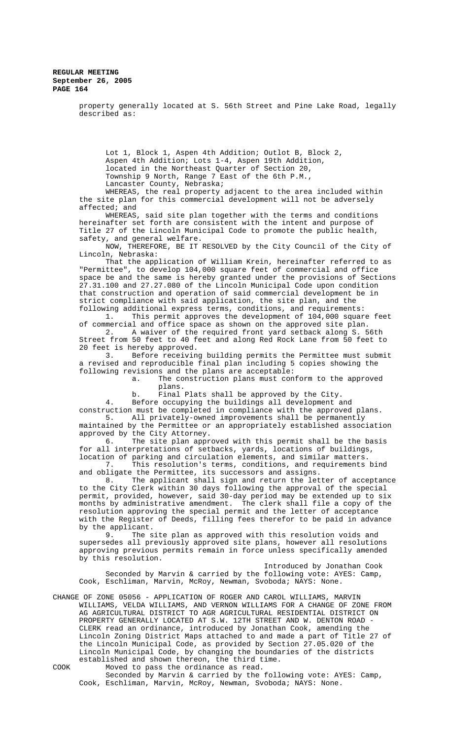property generally located at S. 56th Street and Pine Lake Road, legally described as:

Lot 1, Block 1, Aspen 4th Addition; Outlot B, Block 2, Aspen 4th Addition; Lots 1-4, Aspen 19th Addition, located in the Northeast Quarter of Section 20, Township 9 North, Range 7 East of the 6th P.M., Lancaster County, Nebraska;

WHEREAS, the real property adjacent to the area included within the site plan for this commercial development will not be adversely affected; and

WHEREAS, said site plan together with the terms and conditions hereinafter set forth are consistent with the intent and purpose of Title 27 of the Lincoln Municipal Code to promote the public health, safety, and general welfare.

NOW, THEREFORE, BE IT RESOLVED by the City Council of the City of Lincoln, Nebraska:

That the application of William Krein, hereinafter referred to as "Permittee", to develop 104,000 square feet of commercial and office space be and the same is hereby granted under the provisions of Sections 27.31.100 and 27.27.080 of the Lincoln Municipal Code upon condition that construction and operation of said commercial development be in strict compliance with said application, the site plan, and the following additional express terms, conditions, and requirements:

1. This permit approves the development of 104,000 square feet of commercial and office space as shown on the approved site plan.
2. A waiver of the required front yard setback along S. 56th Street from 50 feet to 40 feet and along Red Rock Lane from 50 feet to 20 feet is hereby approved.
3. Before receiving building permits the Permittee must submit a revised and reproducible final plan including 5 copies showing the following revisions and the plans are acceptable:
   a. The construction plans must conform to the approved plans.
   b. Final Plats shall be approved by the City.
4. Before occupying the buildings all development and construction must be completed in compliance with the approved plans.
5. All privately-owned improvements shall be permanently maintained by the Permittee or an appropriately established association approved by the City Attorney.
6. The site plan approved with this permit shall be the basis for all interpretations of setbacks, yards, locations of buildings, location of parking and circulation elements, and similar matters.
7. This resolution's terms, conditions, and requirements bind and obligate the Permittee, its successors and assigns.
8. The applicant shall sign and return the letter of acceptance to the City Clerk within 30 days following the approval of the special permit, provided, however, said 30-day period may be extended up to six months by administrative amendment. The clerk shall file a copy of the resolution approving the special permit and the letter of acceptance with the Register of Deeds, filling fees therefor to be paid in advance by the applicant.
9. The site plan as approved with this resolution voids and supersedes all previously approved site plans, however all resolutions approving previous permits remain in force unless specifically amended by this resolution.

Introduced by Jonathan Cook

Seconded by Marvin & carried by the following vote: AYES: Camp, Cook, Eschliman, Marvin, McRoy, Newman, Svoboda; NAYS: None.

CHANGE OF ZONE 05056 - APPLICATION OF ROGER AND CAROL WILLIAMS, MARVIN WILLIAMS, VELDA WILLIAMS, AND VERNON WILLIAMS FOR A CHANGE OF ZONE FROM AG AGRICULTURAL DISTRICT TO AGR AGRICULTURAL RESIDENTIAL DISTRICT ON PROPERTY GENERALLY LOCATED AT S.W. 12TH STREET AND W. DENTON ROAD - CLERK read an ordinance, introduced by Jonathan Cook, amending the Lincoln Zoning District Maps attached to and made a part of Title 27 of the Lincoln Municipal Code, as provided by Section 27.05.020 of the Lincoln Municipal Code, by changing the boundaries of the districts established and shown thereon, the third time.

COOK Moved to pass the ordinance as read.

Seconded by Marvin & carried by the following vote: AYES: Camp, Cook, Eschliman, Marvin, McRoy, Newman, Svoboda; NAYS: None.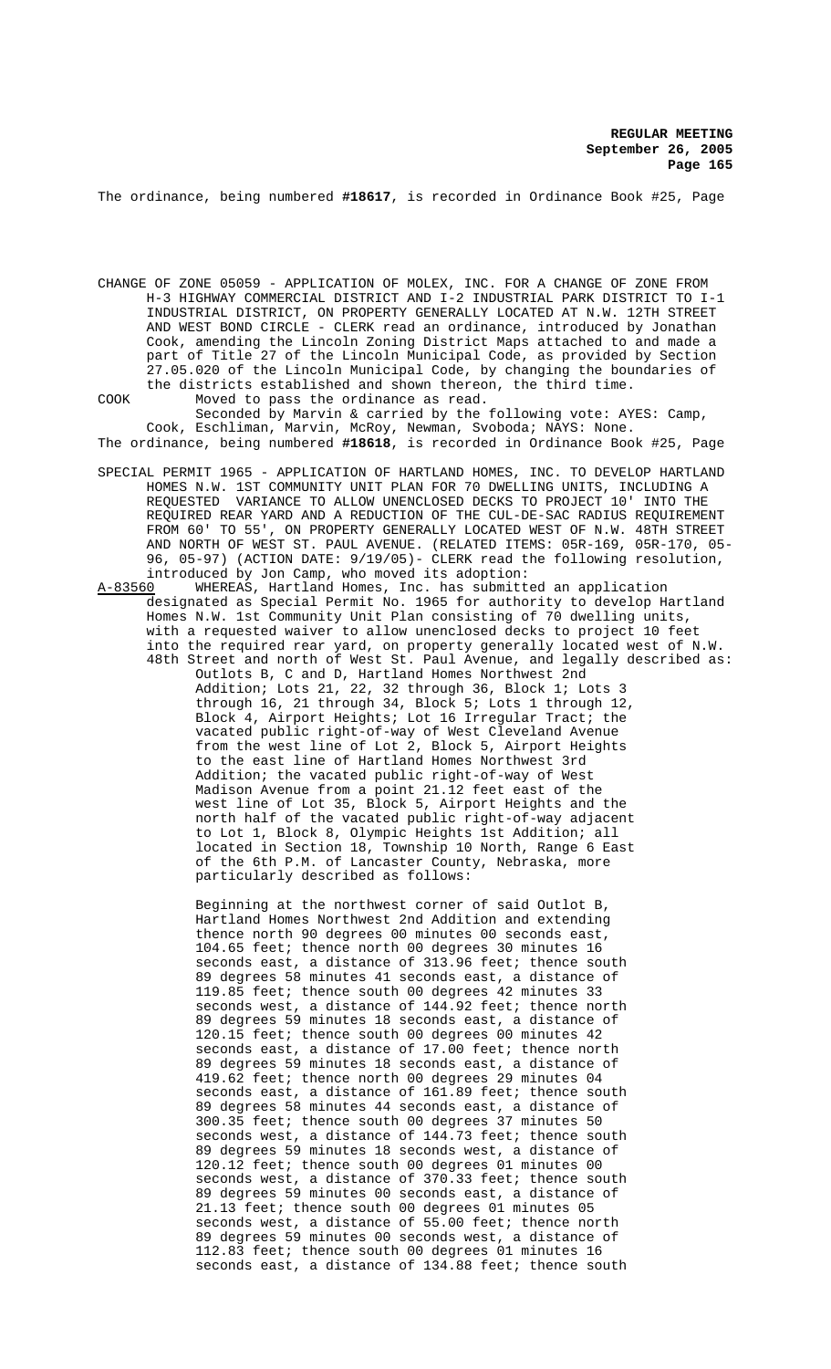The ordinance, being numbered **#18617**, is recorded in Ordinance Book #25, Page

CHANGE OF ZONE 05059 - APPLICATION OF MOLEX, INC. FOR A CHANGE OF ZONE FROM H-3 HIGHWAY COMMERCIAL DISTRICT AND I-2 INDUSTRIAL PARK DISTRICT TO I-1 INDUSTRIAL DISTRICT, ON PROPERTY GENERALLY LOCATED AT N.W. 12TH STREET AND WEST BOND CIRCLE - CLERK read an ordinance, introduced by Jonathan Cook, amending the Lincoln Zoning District Maps attached to and made a part of Title 27 of the Lincoln Municipal Code, as provided by Section 27.05.020 of the Lincoln Municipal Code, by changing the boundaries of the districts established and shown thereon, the third time.

COOK Moved to pass the ordinance as read.

Seconded by Marvin & carried by the following vote: AYES: Camp, Cook, Eschliman, Marvin, McRoy, Newman, Svoboda; NAYS: None.

The ordinance, being numbered **#18618**, is recorded in Ordinance Book #25, Page

SPECIAL PERMIT 1965 - APPLICATION OF HARTLAND HOMES, INC. TO DEVELOP HARTLAND HOMES N.W. 1ST COMMUNITY UNIT PLAN FOR 70 DWELLING UNITS, INCLUDING A REQUESTED VARIANCE TO ALLOW UNENCLOSED DECKS TO PROJECT 10' INTO THE REQUIRED REAR YARD AND A REDUCTION OF THE CUL-DE-SAC RADIUS REQUIREMENT FROM 60' TO 55', ON PROPERTY GENERALLY LOCATED WEST OF N.W. 48TH STREET AND NORTH OF WEST ST. PAUL AVENUE. (RELATED ITEMS: 05R-169, 05R-170, 05-96, 05-97) (ACTION DATE: 9/19/05)- CLERK read the following resolution, introduced by Jon Camp, who moved its adoption:

A-83560 WHEREAS, Hartland Homes, Inc. has submitted an application designated as Special Permit No. 1965 for authority to develop Hartland Homes N.W. 1st Community Unit Plan consisting of 70 dwelling units, with a requested waiver to allow unenclosed decks to project 10 feet into the required rear yard, on property generally located west of N.W. 48th Street and north of West St. Paul Avenue, and legally described as:

Outlots B, C and D, Hartland Homes Northwest 2nd Addition; Lots 21, 22, 32 through 36, Block 1; Lots 3 through 16, 21 through 34, Block 5; Lots 1 through 12, Block 4, Airport Heights; Lot 16 Irregular Tract; the vacated public right-of-way of West Cleveland Avenue from the west line of Lot 2, Block 5, Airport Heights to the east line of Hartland Homes Northwest 3rd Addition; the vacated public right-of-way of West Madison Avenue from a point 21.12 feet east of the west line of Lot 35, Block 5, Airport Heights and the north half of the vacated public right-of-way adjacent to Lot 1, Block 8, Olympic Heights 1st Addition; all located in Section 18, Township 10 North, Range 6 East of the 6th P.M. of Lancaster County, Nebraska, more particularly described as follows:

Beginning at the northwest corner of said Outlot B, Hartland Homes Northwest 2nd Addition and extending thence north 90 degrees 00 minutes 00 seconds east, 104.65 feet; thence north 00 degrees 30 minutes 16 seconds east, a distance of 313.96 feet; thence south 89 degrees 58 minutes 41 seconds east, a distance of 119.85 feet; thence south 00 degrees 42 minutes 33 seconds west, a distance of 144.92 feet; thence north 89 degrees 59 minutes 18 seconds east, a distance of 120.15 feet; thence south 00 degrees 00 minutes 42 seconds east, a distance of 17.00 feet; thence north 89 degrees 59 minutes 18 seconds east, a distance of 419.62 feet; thence north 00 degrees 29 minutes 04 seconds east, a distance of 161.89 feet; thence south 89 degrees 58 minutes 44 seconds east, a distance of 300.35 feet; thence south 00 degrees 37 minutes 50 seconds west, a distance of 144.73 feet; thence south 89 degrees 59 minutes 18 seconds west, a distance of 120.12 feet; thence south 00 degrees 01 minutes 00 seconds west, a distance of 370.33 feet; thence south 89 degrees 59 minutes 00 seconds east, a distance of 21.13 feet; thence south 00 degrees 01 minutes 05 seconds west, a distance of 55.00 feet; thence north 89 degrees 59 minutes 00 seconds west, a distance of 112.83 feet; thence south 00 degrees 01 minutes 16 seconds east, a distance of 134.88 feet; thence south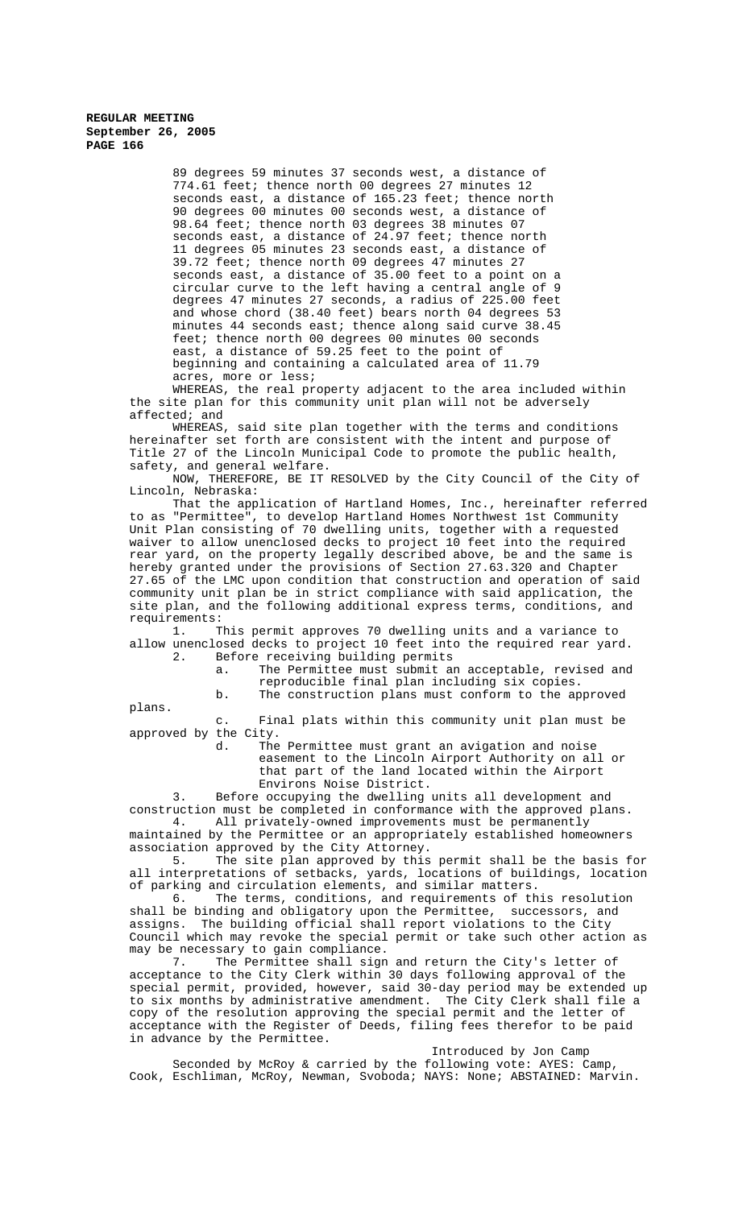89 degrees 59 minutes 37 seconds west, a distance of 774.61 feet; thence north 00 degrees 27 minutes 12 seconds east, a distance of 165.23 feet; thence north 90 degrees 00 minutes 00 seconds west, a distance of 98.64 feet; thence north 03 degrees 38 minutes 07 seconds east, a distance of 24.97 feet; thence north 11 degrees 05 minutes 23 seconds east, a distance of 39.72 feet; thence north 09 degrees 47 minutes 27 seconds east, a distance of 35.00 feet to a point on a circular curve to the left having a central angle of 9 degrees 47 minutes 27 seconds, a radius of 225.00 feet and whose chord (38.40 feet) bears north 04 degrees 53 minutes 44 seconds east; thence along said curve 38.45 feet; thence north 00 degrees 00 minutes 00 seconds east, a distance of 59.25 feet to the point of beginning and containing a calculated area of 11.79 acres, more or less;

WHEREAS, the real property adjacent to the area included within the site plan for this community unit plan will not be adversely affected; and

WHEREAS, said site plan together with the terms and conditions hereinafter set forth are consistent with the intent and purpose of Title 27 of the Lincoln Municipal Code to promote the public health, safety, and general welfare.

NOW, THEREFORE, BE IT RESOLVED by the City Council of the City of Lincoln, Nebraska:

That the application of Hartland Homes, Inc., hereinafter referred to as "Permittee", to develop Hartland Homes Northwest 1st Community Unit Plan consisting of 70 dwelling units, together with a requested waiver to allow unenclosed decks to project 10 feet into the required rear yard, on the property legally described above, be and the same is hereby granted under the provisions of Section 27.63.320 and Chapter 27.65 of the LMC upon condition that construction and operation of said community unit plan be in strict compliance with said application, the site plan, and the following additional express terms, conditions, and requirements:

1. This permit approves 70 dwelling units and a variance to allow unenclosed decks to project 10 feet into the required rear yard.
2. Before receiving building permits
   a. The Permittee must submit an acceptable, revised and reproducible final plan including six copies.
   b. The construction plans must conform to the approved plans.
   c. Final plats within this community unit plan must be approved by the City.
   d. The Permittee must grant an avigation and noise easement to the Lincoln Airport Authority on all or that part of the land located within the Airport Environs Noise District.
3. Before occupying the dwelling units all development and construction must be completed in conformance with the approved plans.
4. All privately-owned improvements must be permanently maintained by the Permittee or an appropriately established homeowners association approved by the City Attorney.
5. The site plan approved by this permit shall be the basis for all interpretations of setbacks, yards, locations of buildings, location of parking and circulation elements, and similar matters.
6. The terms, conditions, and requirements of this resolution shall be binding and obligatory upon the Permittee, successors, and assigns. The building official shall report violations to the City Council which may revoke the special permit or take such other action as may be necessary to gain compliance.
7. The Permittee shall sign and return the City's letter of acceptance to the City Clerk within 30 days following approval of the special permit, provided, however, said 30-day period may be extended up to six months by administrative amendment. The City Clerk shall file a copy of the resolution approving the special permit and the letter of acceptance with the Register of Deeds, filing fees therefor to be paid in advance by the Permittee.

Introduced by Jon Camp

Seconded by McRoy & carried by the following vote: AYES: Camp, Cook, Eschliman, McRoy, Newman, Svoboda; NAYS: None; ABSTAINED: Marvin.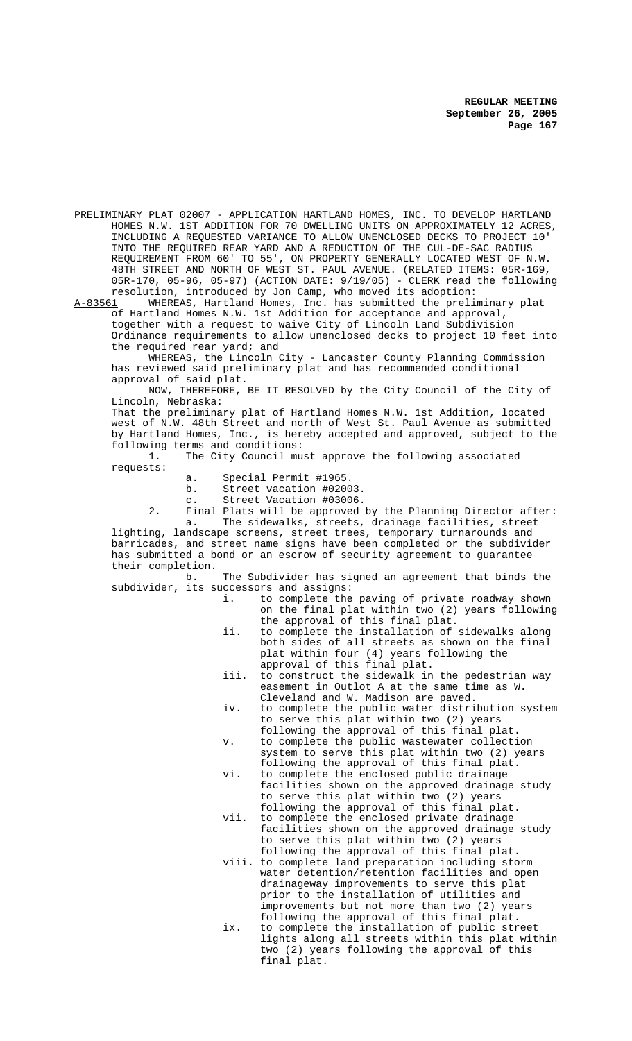PRELIMINARY PLAT 02007 - APPLICATION HARTLAND HOMES, INC. TO DEVELOP HARTLAND HOMES N.W. 1ST ADDITION FOR 70 DWELLING UNITS ON APPROXIMATELY 12 ACRES, INCLUDING A REQUESTED VARIANCE TO ALLOW UNENCLOSED DECKS TO PROJECT 10' INTO THE REQUIRED REAR YARD AND A REDUCTION OF THE CUL-DE-SAC RADIUS REQUIREMENT FROM 60' TO 55', ON PROPERTY GENERALLY LOCATED WEST OF N.W. 48TH STREET AND NORTH OF WEST ST. PAUL AVENUE. (RELATED ITEMS: 05R-169, 05R-170, 05-96, 05-97) (ACTION DATE: 9/19/05) - CLERK read the following resolution, introduced by Jon Camp, who moved its adoption:

A-83561 WHEREAS, Hartland Homes, Inc. has submitted the preliminary plat of Hartland Homes N.W. 1st Addition for acceptance and approval, together with a request to waive City of Lincoln Land Subdivision Ordinance requirements to allow unenclosed decks to project 10 feet into the required rear yard; and

WHEREAS, the Lincoln City - Lancaster County Planning Commission has reviewed said preliminary plat and has recommended conditional approval of said plat.

NOW, THEREFORE, BE IT RESOLVED by the City Council of the City of Lincoln, Nebraska:

That the preliminary plat of Hartland Homes N.W. 1st Addition, located west of N.W. 48th Street and north of West St. Paul Avenue as submitted by Hartland Homes, Inc., is hereby accepted and approved, subject to the following terms and conditions:

1. The City Council must approve the following associated requests:
   - a. Special Permit #1965.
   - b. Street vacation #02003.
   - c. Street Vacation #03006.
2. Final Plats will be approved by the Planning Director after:
   - a. The sidewalks, streets, drainage facilities, street lighting, landscape screens, street trees, temporary turnarounds and barricades, and street name signs have been completed or the subdivider has submitted a bond or an escrow of security agreement to guarantee their completion.
   - b. The Subdivider has signed an agreement that binds the subdivider, its successors and assigns:
     - i. to complete the paving of private roadway shown on the final plat within two (2) years following the approval of this final plat.
     - ii. to complete the installation of sidewalks along both sides of all streets as shown on the final plat within four (4) years following the approval of this final plat.
     - iii. to construct the sidewalk in the pedestrian way easement in Outlot A at the same time as W. Cleveland and W. Madison are paved.
     - iv. to complete the public water distribution system to serve this plat within two (2) years following the approval of this final plat.
     - v. to complete the public wastewater collection system to serve this plat within two (2) years following the approval of this final plat.
     - vi. to complete the enclosed public drainage facilities shown on the approved drainage study to serve this plat within two (2) years following the approval of this final plat.
     - vii. to complete the enclosed private drainage facilities shown on the approved drainage study to serve this plat within two (2) years following the approval of this final plat.
     - viii. to complete land preparation including storm water detention/retention facilities and open drainageway improvements to serve this plat prior to the installation of utilities and improvements but not more than two (2) years following the approval of this final plat.
     - ix. to complete the installation of public street lights along all streets within this plat within two (2) years following the approval of this final plat.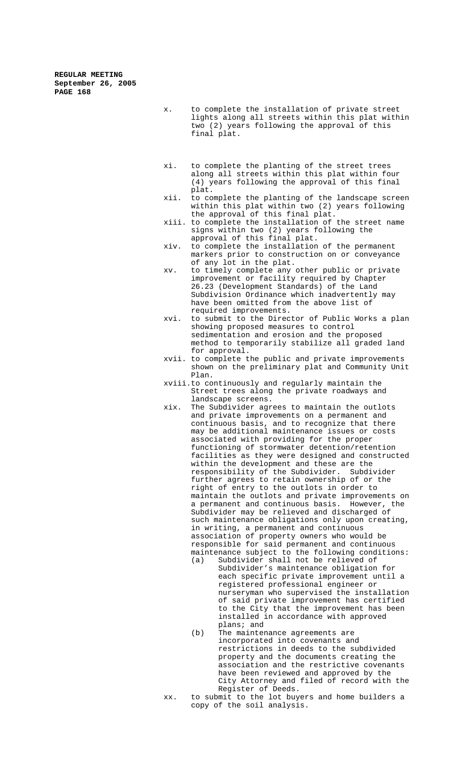x. to complete the installation of private street lights along all streets within this plat within two (2) years following the approval of this final plat.

xi. to complete the planting of the street trees along all streets within this plat within four (4) years following the approval of this final plat.

xii. to complete the planting of the landscape screen within this plat within two (2) years following the approval of this final plat.

xiii. to complete the installation of the street name signs within two (2) years following the approval of this final plat.

xiv. to complete the installation of the permanent markers prior to construction on or conveyance of any lot in the plat.

xv. to timely complete any other public or private improvement or facility required by Chapter 26.23 (Development Standards) of the Land Subdivision Ordinance which inadvertently may have been omitted from the above list of required improvements.

xvi. to submit to the Director of Public Works a plan showing proposed measures to control sedimentation and erosion and the proposed method to temporarily stabilize all graded land for approval.

xvii. to complete the public and private improvements shown on the preliminary plat and Community Unit Plan.

xviii. to continuously and regularly maintain the Street trees along the private roadways and landscape screens.

xix. The Subdivider agrees to maintain the outlots and private improvements on a permanent and continuous basis, and to recognize that there may be additional maintenance issues or costs associated with providing for the proper functioning of stormwater detention/retention facilities as they were designed and constructed within the development and these are the responsibility of the Subdivider. Subdivider further agrees to retain ownership of or the right of entry to the outlots in order to maintain the outlots and private improvements on a permanent and continuous basis. However, the Subdivider may be relieved and discharged of such maintenance obligations only upon creating, in writing, a permanent and continuous association of property owners who would be responsible for said permanent and continuous maintenance subject to the following conditions:

   (a) Subdivider shall not be relieved of Subdivider's maintenance obligation for each specific private improvement until a registered professional engineer or nurseryman who supervised the installation of said private improvement has certified to the City that the improvement has been installed in accordance with approved plans; and

   (b) The maintenance agreements are incorporated into covenants and restrictions in deeds to the subdivided property and the documents creating the association and the restrictive covenants have been reviewed and approved by the City Attorney and filed of record with the Register of Deeds.

xx. to submit to the lot buyers and home builders a copy of the soil analysis.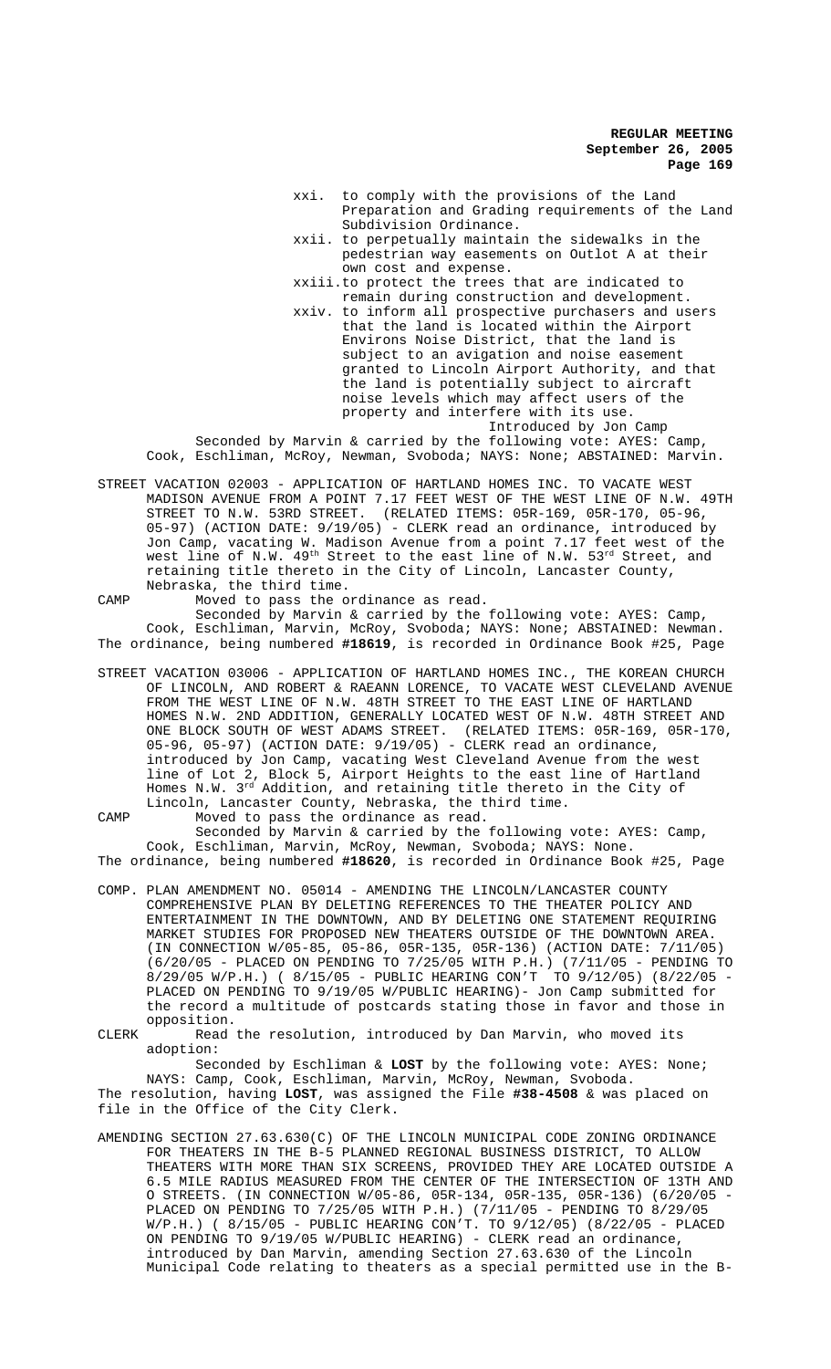xxi. to comply with the provisions of the Land Preparation and Grading requirements of the Land Subdivision Ordinance.

xxii. to perpetually maintain the sidewalks in the pedestrian way easements on Outlot A at their own cost and expense.

xxiii. to protect the trees that are indicated to remain during construction and development.

xxiv. to inform all prospective purchasers and users that the land is located within the Airport Environs Noise District, that the land is subject to an avigation and noise easement granted to Lincoln Airport Authority, and that the land is potentially subject to aircraft noise levels which may affect users of the property and interfere with its use.

Introduced by Jon Camp

Seconded by Marvin & carried by the following vote: AYES: Camp, Cook, Eschliman, McRoy, Newman, Svoboda; NAYS: None; ABSTAINED: Marvin.

STREET VACATION 02003 - APPLICATION OF HARTLAND HOMES INC. TO VACATE WEST MADISON AVENUE FROM A POINT 7.17 FEET WEST OF THE WEST LINE OF N.W. 49TH STREET TO N.W. 53RD STREET. (RELATED ITEMS: 05R-169, 05R-170, 05-96, 05-97) (ACTION DATE: 9/19/05) - CLERK read an ordinance, introduced by Jon Camp, vacating W. Madison Avenue from a point 7.17 feet west of the west line of N.W. 49th Street to the east line of N.W. 53rd Street, and retaining title thereto in the City of Lincoln, Lancaster County, Nebraska, the third time.

CAMP Moved to pass the ordinance as read.

Seconded by Marvin & carried by the following vote: AYES: Camp, Cook, Eschliman, Marvin, McRoy, Svoboda; NAYS: None; ABSTAINED: Newman.

The ordinance, being numbered **#18619**, is recorded in Ordinance Book #25, Page

STREET VACATION 03006 - APPLICATION OF HARTLAND HOMES INC., THE KOREAN CHURCH OF LINCOLN, AND ROBERT & RAEANN LORENCE, TO VACATE WEST CLEVELAND AVENUE FROM THE WEST LINE OF N.W. 48TH STREET TO THE EAST LINE OF HARTLAND HOMES N.W. 2ND ADDITION, GENERALLY LOCATED WEST OF N.W. 48TH STREET AND ONE BLOCK SOUTH OF WEST ADAMS STREET. (RELATED ITEMS: 05R-169, 05R-170, 05-96, 05-97) (ACTION DATE: 9/19/05) - CLERK read an ordinance, introduced by Jon Camp, vacating West Cleveland Avenue from the west line of Lot 2, Block 5, Airport Heights to the east line of Hartland Homes N.W. 3rd Addition, and retaining title thereto in the City of Lincoln, Lancaster County, Nebraska, the third time.

CAMP Moved to pass the ordinance as read.

Seconded by Marvin & carried by the following vote: AYES: Camp, Cook, Eschliman, Marvin, McRoy, Newman, Svoboda; NAYS: None.

The ordinance, being numbered **#18620**, is recorded in Ordinance Book #25, Page

COMP. PLAN AMENDMENT NO. 05014 - AMENDING THE LINCOLN/LANCASTER COUNTY COMPREHENSIVE PLAN BY DELETING REFERENCES TO THE THEATER POLICY AND ENTERTAINMENT IN THE DOWNTOWN, AND BY DELETING ONE STATEMENT REQUIRING MARKET STUDIES FOR PROPOSED NEW THEATERS OUTSIDE OF THE DOWNTOWN AREA. (IN CONNECTION W/05-85, 05-86, 05R-135, 05R-136) (ACTION DATE: 7/11/05) (6/20/05 - PLACED ON PENDING TO 7/25/05 WITH P.H.) (7/11/05 - PENDING TO 8/29/05 W/P.H.) ( 8/15/05 - PUBLIC HEARING CON'T TO 9/12/05) (8/22/05 - PLACED ON PENDING TO 9/19/05 W/PUBLIC HEARING)- Jon Camp submitted for the record a multitude of postcards stating those in favor and those in opposition.

CLERK Read the resolution, introduced by Dan Marvin, who moved its adoption:

Seconded by Eschliman & **LOST** by the following vote: AYES: None; NAYS: Camp, Cook, Eschliman, Marvin, McRoy, Newman, Svoboda.

The resolution, having **LOST**, was assigned the File **#38-4508** & was placed on file in the Office of the City Clerk.

AMENDING SECTION 27.63.630(C) OF THE LINCOLN MUNICIPAL CODE ZONING ORDINANCE FOR THEATERS IN THE B-5 PLANNED REGIONAL BUSINESS DISTRICT, TO ALLOW THEATERS WITH MORE THAN SIX SCREENS, PROVIDED THEY ARE LOCATED OUTSIDE A 6.5 MILE RADIUS MEASURED FROM THE CENTER OF THE INTERSECTION OF 13TH AND O STREETS. (IN CONNECTION W/05-86, 05R-134, 05R-135, 05R-136) (6/20/05 - PLACED ON PENDING TO 7/25/05 WITH P.H.) (7/11/05 - PENDING TO 8/29/05 W/P.H.) ( 8/15/05 - PUBLIC HEARING CON'T. TO 9/12/05) (8/22/05 - PLACED ON PENDING TO 9/19/05 W/PUBLIC HEARING) - CLERK read an ordinance, introduced by Dan Marvin, amending Section 27.63.630 of the Lincoln Municipal Code relating to theaters as a special permitted use in the B-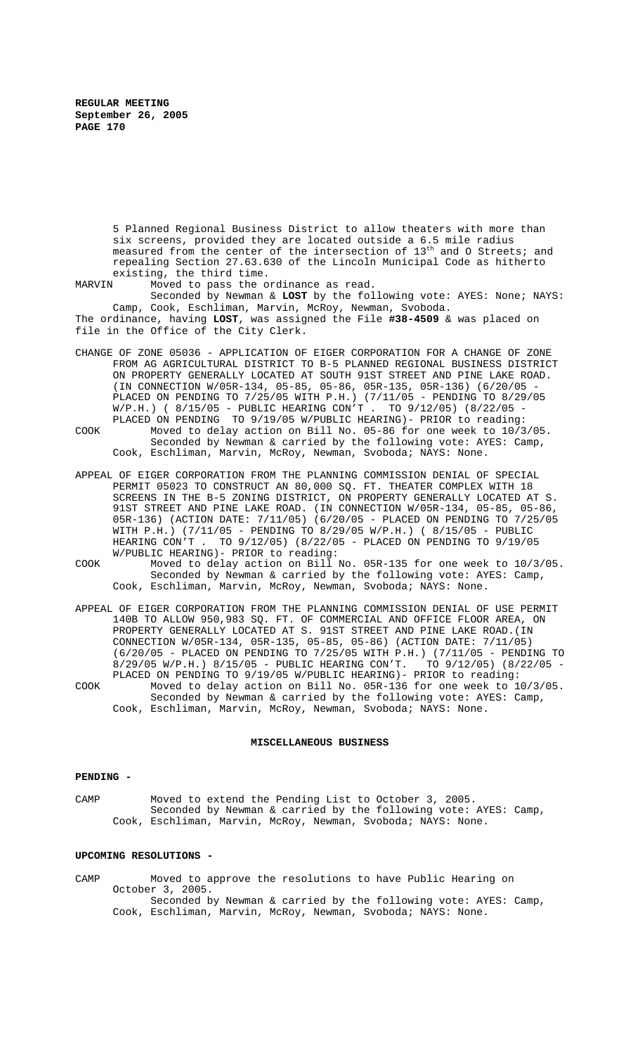5 Planned Regional Business District to allow theaters with more than six screens, provided they are located outside a 6.5 mile radius measured from the center of the intersection of 13th and O Streets; and repealing Section 27.63.630 of the Lincoln Municipal Code as hitherto existing, the third time.

MARVIN Moved to pass the ordinance as read.

Seconded by Newman & **LOST** by the following vote: AYES: None; NAYS: Camp, Cook, Eschliman, Marvin, McRoy, Newman, Svoboda.

The ordinance, having **LOST**, was assigned the File **#38-4509** & was placed on file in the Office of the City Clerk.

CHANGE OF ZONE 05036 - APPLICATION OF EIGER CORPORATION FOR A CHANGE OF ZONE FROM AG AGRICULTURAL DISTRICT TO B-5 PLANNED REGIONAL BUSINESS DISTRICT ON PROPERTY GENERALLY LOCATED AT SOUTH 91ST STREET AND PINE LAKE ROAD. (IN CONNECTION W/05R-134, 05-85, 05-86, 05R-135, 05R-136) (6/20/05 - PLACED ON PENDING TO 7/25/05 WITH P.H.) (7/11/05 - PENDING TO 8/29/05 W/P.H.) ( 8/15/05 - PUBLIC HEARING CON'T . TO 9/12/05) (8/22/05 - PLACED ON PENDING TO 9/19/05 W/PUBLIC HEARING)- PRIOR to reading:

COOK Moved to delay action on Bill No. 05-86 for one week to 10/3/05.

Seconded by Newman & carried by the following vote: AYES: Camp, Cook, Eschliman, Marvin, McRoy, Newman, Svoboda; NAYS: None.

APPEAL OF EIGER CORPORATION FROM THE PLANNING COMMISSION DENIAL OF SPECIAL PERMIT 05023 TO CONSTRUCT AN 80,000 SQ. FT. THEATER COMPLEX WITH 18 SCREENS IN THE B-5 ZONING DISTRICT, ON PROPERTY GENERALLY LOCATED AT S. 91ST STREET AND PINE LAKE ROAD. (IN CONNECTION W/05R-134, 05-85, 05-86, 05R-136) (ACTION DATE: 7/11/05) (6/20/05 - PLACED ON PENDING TO 7/25/05 WITH P.H.) (7/11/05 - PENDING TO 8/29/05 W/P.H.) ( 8/15/05 - PUBLIC HEARING CON'T . TO 9/12/05) (8/22/05 - PLACED ON PENDING TO 9/19/05 W/PUBLIC HEARING)- PRIOR to reading:

COOK Moved to delay action on Bill No. 05R-135 for one week to 10/3/05.

Seconded by Newman & carried by the following vote: AYES: Camp, Cook, Eschliman, Marvin, McRoy, Newman, Svoboda; NAYS: None.

APPEAL OF EIGER CORPORATION FROM THE PLANNING COMMISSION DENIAL OF USE PERMIT 140B TO ALLOW 950,983 SQ. FT. OF COMMERCIAL AND OFFICE FLOOR AREA, ON PROPERTY GENERALLY LOCATED AT S. 91ST STREET AND PINE LAKE ROAD.(IN CONNECTION W/05R-134, 05R-135, 05-85, 05-86) (ACTION DATE: 7/11/05) (6/20/05 - PLACED ON PENDING TO 7/25/05 WITH P.H.) (7/11/05 - PENDING TO 8/29/05 W/P.H.) 8/15/05 - PUBLIC HEARING CON'T. TO 9/12/05) (8/22/05 - PLACED ON PENDING TO 9/19/05 W/PUBLIC HEARING)- PRIOR to reading:

COOK Moved to delay action on Bill No. 05R-136 for one week to 10/3/05.

Seconded by Newman & carried by the following vote: AYES: Camp, Cook, Eschliman, Marvin, McRoy, Newman, Svoboda; NAYS: None.

## MISCELLANEOUS BUSINESS

**PENDING -**

CAMP Moved to extend the Pending List to October 3, 2005.

Seconded by Newman & carried by the following vote: AYES: Camp, Cook, Eschliman, Marvin, McRoy, Newman, Svoboda; NAYS: None.

**UPCOMING RESOLUTIONS -**

CAMP Moved to approve the resolutions to have Public Hearing on October 3, 2005.

Seconded by Newman & carried by the following vote: AYES: Camp, Cook, Eschliman, Marvin, McRoy, Newman, Svoboda; NAYS: None.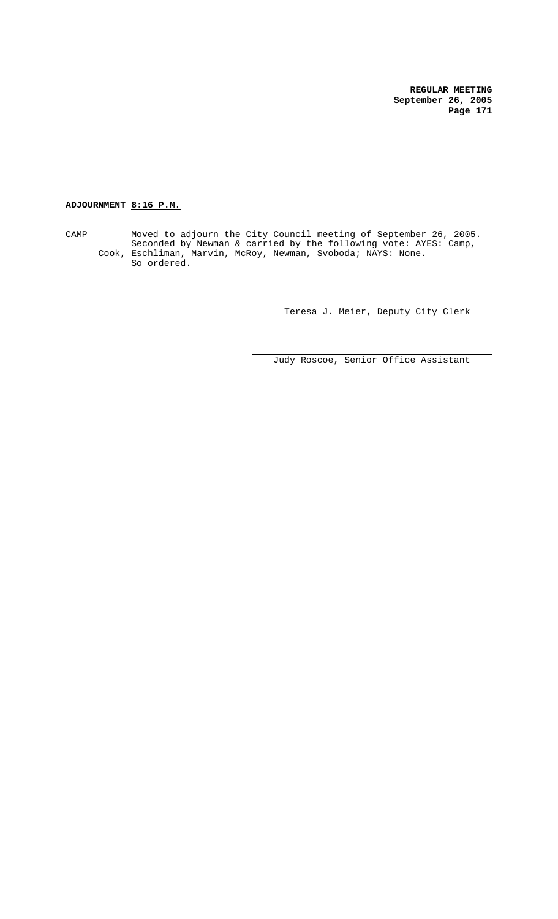**ADJOURNMENT 8:16 P.M.**

CAMP Moved to adjourn the City Council meeting of September 26, 2005. Seconded by Newman & carried by the following vote: AYES: Camp, Cook, Eschliman, Marvin, McRoy, Newman, Svoboda; NAYS: None. So ordered.

Teresa J. Meier, Deputy City Clerk

Judy Roscoe, Senior Office Assistant